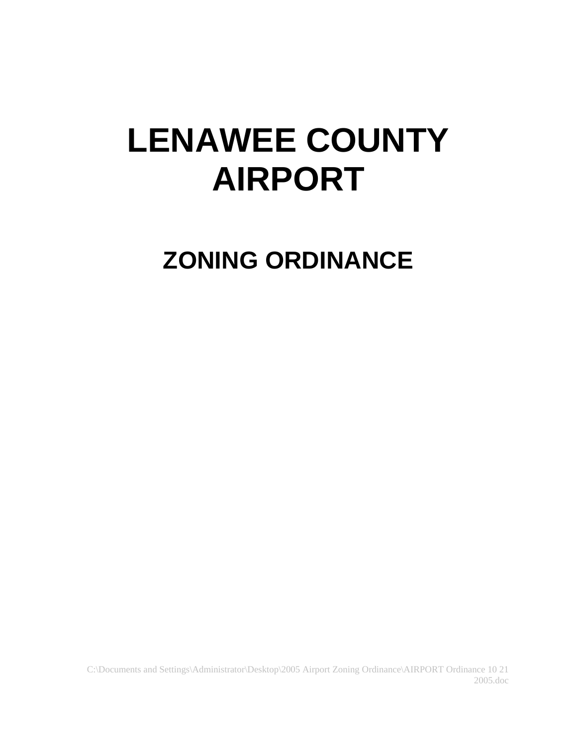# LENAWEE COUNTY AIRPORT

## ZONING ORDINANCE

C:\Documents and Settings\Administrator\Desktop\2005 Airport Zoning Ordinance\AIRPORT Ordinance 10 21 2005.doc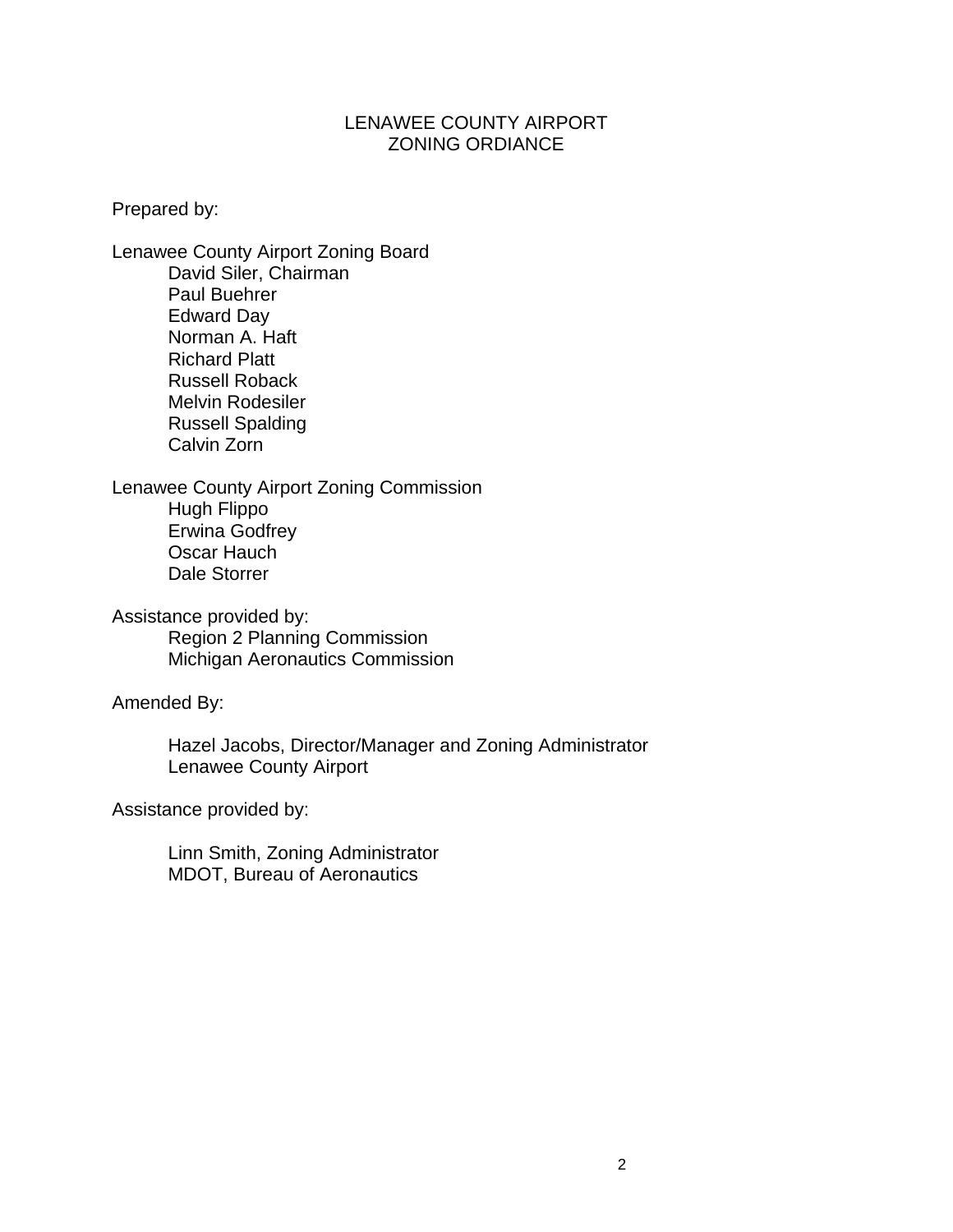# LENAWEE COUNTY AIRPORT
# ZONING ORDIANCE

Prepared by:

Lenawee County Airport Zoning Board

- David Siler, Chairman
- Paul Buehrer
- Edward Day
- Norman A. Haft
- Richard Platt
- Russell Roback
- Melvin Rodesiler
- Russell Spalding
- Calvin Zorn

Lenawee County Airport Zoning Commission

- Hugh Flippo
- Erwina Godfrey
- Oscar Hauch
- Dale Storrer

Assistance provided by:

- Region 2 Planning Commission
- Michigan Aeronautics Commission

Amended By:

Hazel Jacobs, Director/Manager and Zoning Administrator
Lenawee County Airport

Assistance provided by:

Linn Smith, Zoning Administrator
MDOT, Bureau of Aeronautics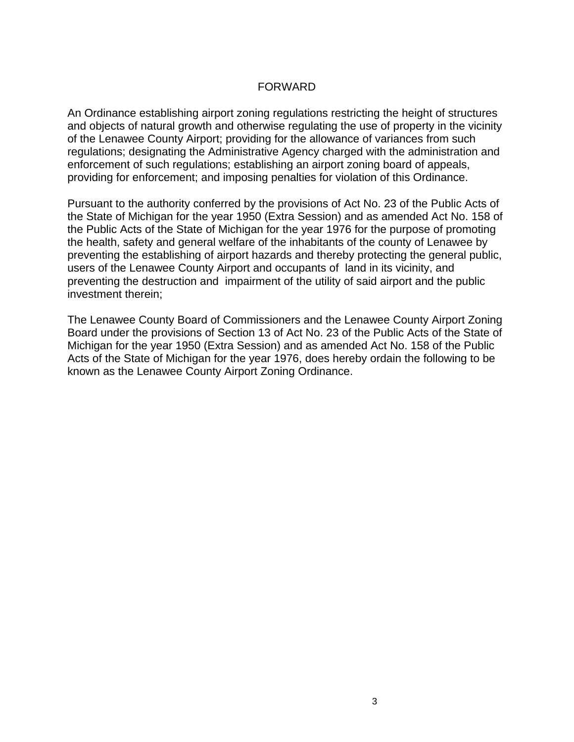# FORWARD

An Ordinance establishing airport zoning regulations restricting the height of structures and objects of natural growth and otherwise regulating the use of property in the vicinity of the Lenawee County Airport; providing for the allowance of variances from such regulations; designating the Administrative Agency charged with the administration and enforcement of such regulations; establishing an airport zoning board of appeals, providing for enforcement; and imposing penalties for violation of this Ordinance.

Pursuant to the authority conferred by the provisions of Act No. 23 of the Public Acts of the State of Michigan for the year 1950 (Extra Session) and as amended Act No. 158 of the Public Acts of the State of Michigan for the year 1976 for the purpose of promoting the health, safety and general welfare of the inhabitants of the county of Lenawee by preventing the establishing of airport hazards and thereby protecting the general public, users of the Lenawee County Airport and occupants of land in its vicinity, and preventing the destruction and impairment of the utility of said airport and the public investment therein;

The Lenawee County Board of Commissioners and the Lenawee County Airport Zoning Board under the provisions of Section 13 of Act No. 23 of the Public Acts of the State of Michigan for the year 1950 (Extra Session) and as amended Act No. 158 of the Public Acts of the State of Michigan for the year 1976, does hereby ordain the following to be known as the Lenawee County Airport Zoning Ordinance.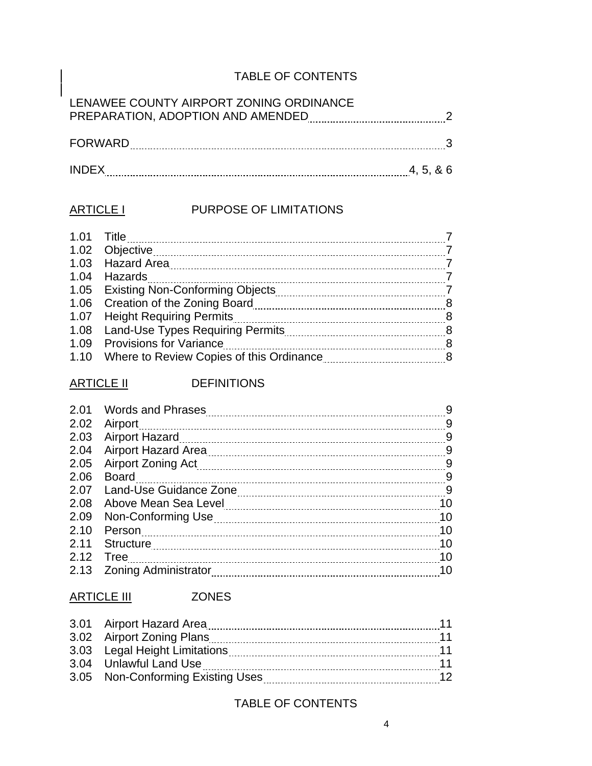# TABLE OF CONTENTS

LENAWEE COUNTY AIRPORT ZONING ORDINANCE PREPARATION, ADOPTION AND AMENDED ........ 2

FORWARD ........ 3

INDEX ........ 4, 5, & 6

## ARTICLE I PURPOSE OF LIMITATIONS

| | | |
|---|---|---|
| 1.01 | Title | 7 |
| 1.02 | Objective | 7 |
| 1.03 | Hazard Area | 7 |
| 1.04 | Hazards | 7 |
| 1.05 | Existing Non-Conforming Objects | 7 |
| 1.06 | Creation of the Zoning Board | 8 |
| 1.07 | Height Requiring Permits | 8 |
| 1.08 | Land-Use Types Requiring Permits | 8 |
| 1.09 | Provisions for Variance | 8 |
| 1.10 | Where to Review Copies of this Ordinance | 8 |

## ARTICLE II DEFINITIONS

| | | |
|---|---|---|
| 2.01 | Words and Phrases | 9 |
| 2.02 | Airport | 9 |
| 2.03 | Airport Hazard | 9 |
| 2.04 | Airport Hazard Area | 9 |
| 2.05 | Airport Zoning Act | 9 |
| 2.06 | Board | 9 |
| 2.07 | Land-Use Guidance Zone | 9 |
| 2.08 | Above Mean Sea Level | 10 |
| 2.09 | Non-Conforming Use | 10 |
| 2.10 | Person | 10 |
| 2.11 | Structure | 10 |
| 2.12 | Tree | 10 |
| 2.13 | Zoning Administrator | 10 |

## ARTICLE III ZONES

| | | |
|---|---|---|
| 3.01 | Airport Hazard Area | 11 |
| 3.02 | Airport Zoning Plans | 11 |
| 3.03 | Legal Height Limitations | 11 |
| 3.04 | Unlawful Land Use | 11 |
| 3.05 | Non-Conforming Existing Uses | 12 |

TABLE OF CONTENTS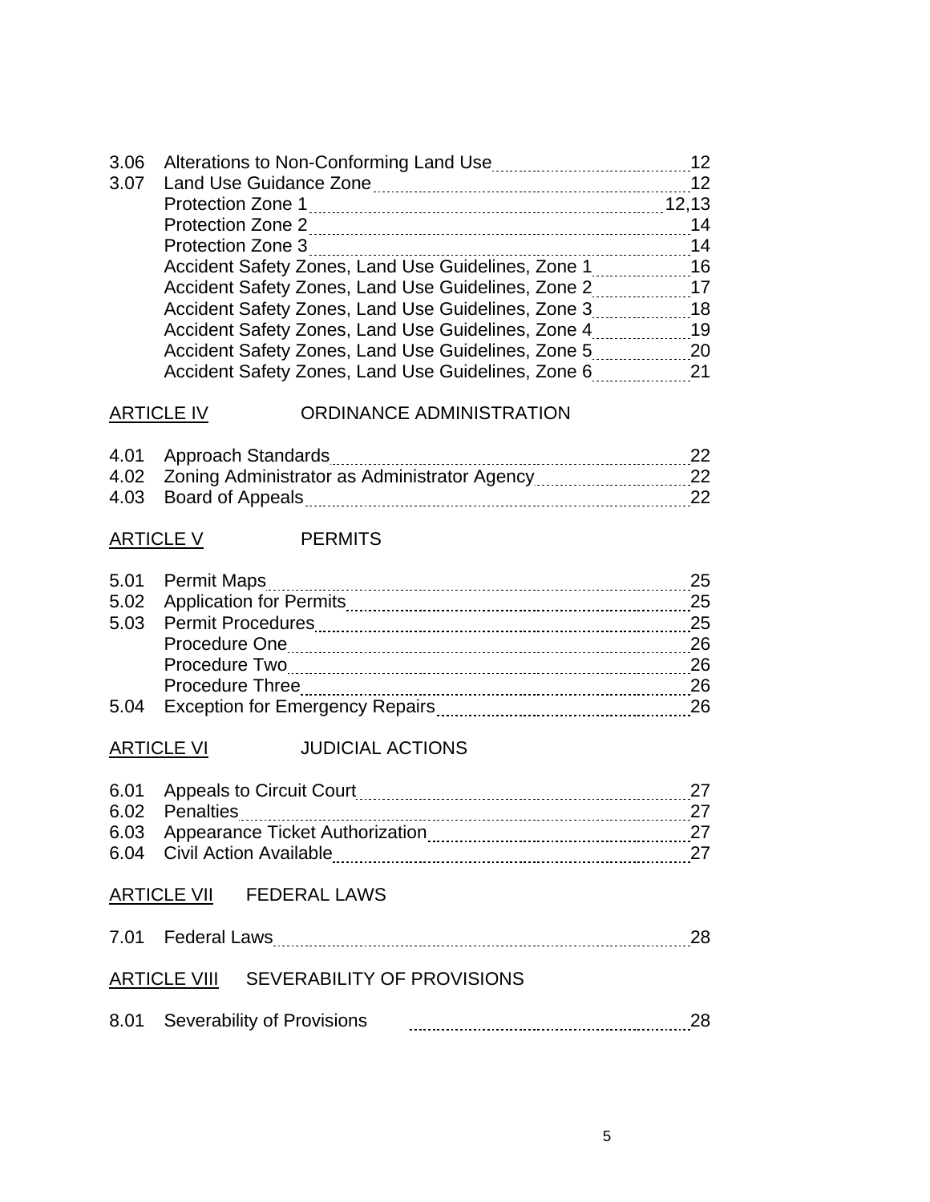3.06 Alterations to Non-Conforming Land Use ........ 12
3.07 Land Use Guidance Zone ........ 12
Protection Zone 1 ........ 12,13
Protection Zone 2 ........ 14
Protection Zone 3 ........ 14
Accident Safety Zones, Land Use Guidelines, Zone 1 ........ 16
Accident Safety Zones, Land Use Guidelines, Zone 2 ........ 17
Accident Safety Zones, Land Use Guidelines, Zone 3 ........ 18
Accident Safety Zones, Land Use Guidelines, Zone 4 ........ 19
Accident Safety Zones, Land Use Guidelines, Zone 5 ........ 20
Accident Safety Zones, Land Use Guidelines, Zone 6 ........ 21

ARTICLE IV ORDINANCE ADMINISTRATION

4.01 Approach Standards ........ 22
4.02 Zoning Administrator as Administrator Agency ........ 22
4.03 Board of Appeals ........ 22

ARTICLE V PERMITS

5.01 Permit Maps ........ 25
5.02 Application for Permits ........ 25
5.03 Permit Procedures ........ 25
Procedure One ........ 26
Procedure Two ........ 26
Procedure Three ........ 26
5.04 Exception for Emergency Repairs ........ 26

ARTICLE VI JUDICIAL ACTIONS

6.01 Appeals to Circuit Court ........ 27
6.02 Penalties ........ 27
6.03 Appearance Ticket Authorization ........ 27
6.04 Civil Action Available ........ 27

ARTICLE VII FEDERAL LAWS

7.01 Federal Laws ........ 28

ARTICLE VIII SEVERABILITY OF PROVISIONS

8.01 Severability of Provisions ........ 28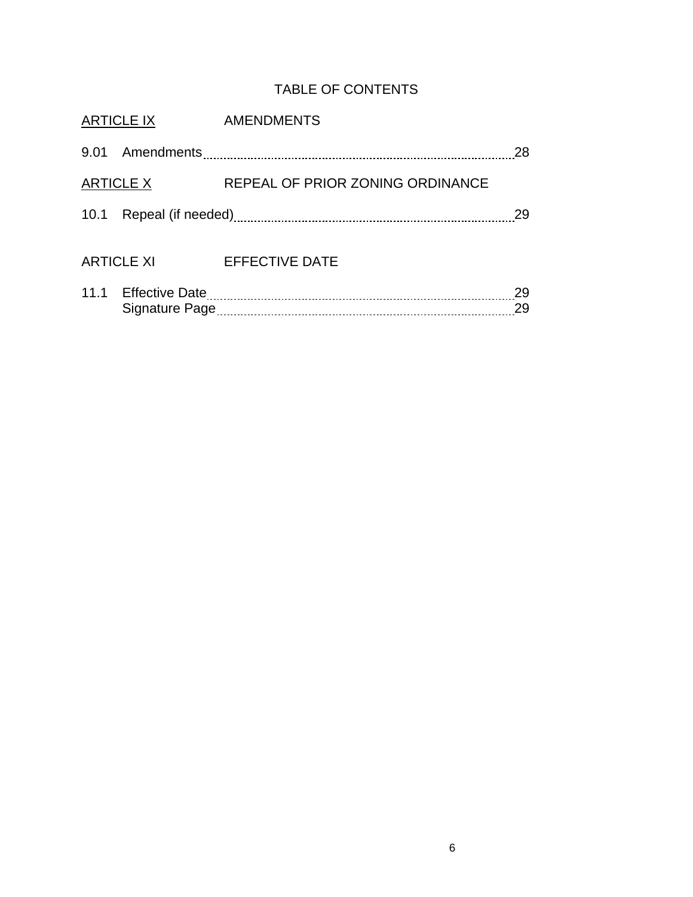TABLE OF CONTENTS

ARTICLE IX AMENDMENTS

9.01 Amendments ........................................................ 28

ARTICLE X REPEAL OF PRIOR ZONING ORDINANCE

10.1 Repeal (if needed) ........................................................ 29

ARTICLE XI EFFECTIVE DATE

11.1 Effective Date ........................................................ 29
Signature Page ........................................................ 29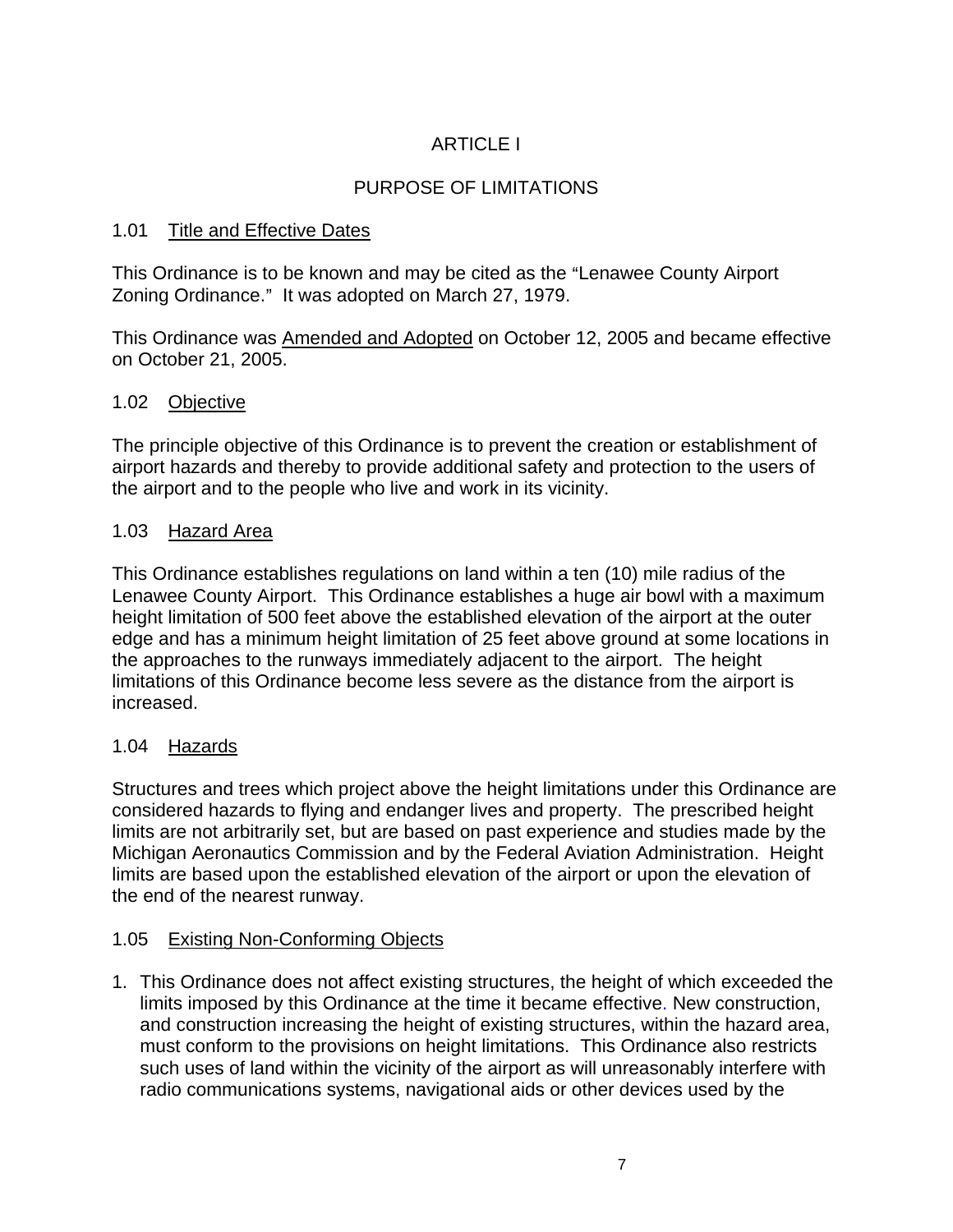# ARTICLE I

## PURPOSE OF LIMITATIONS

### 1.01 Title and Effective Dates

This Ordinance is to be known and may be cited as the "Lenawee County Airport Zoning Ordinance." It was adopted on March 27, 1979.

This Ordinance was Amended and Adopted on October 12, 2005 and became effective on October 21, 2005.

### 1.02 Objective

The principle objective of this Ordinance is to prevent the creation or establishment of airport hazards and thereby to provide additional safety and protection to the users of the airport and to the people who live and work in its vicinity.

### 1.03 Hazard Area

This Ordinance establishes regulations on land within a ten (10) mile radius of the Lenawee County Airport. This Ordinance establishes a huge air bowl with a maximum height limitation of 500 feet above the established elevation of the airport at the outer edge and has a minimum height limitation of 25 feet above ground at some locations in the approaches to the runways immediately adjacent to the airport. The height limitations of this Ordinance become less severe as the distance from the airport is increased.

### 1.04 Hazards

Structures and trees which project above the height limitations under this Ordinance are considered hazards to flying and endanger lives and property. The prescribed height limits are not arbitrarily set, but are based on past experience and studies made by the Michigan Aeronautics Commission and by the Federal Aviation Administration. Height limits are based upon the established elevation of the airport or upon the elevation of the end of the nearest runway.

### 1.05 Existing Non-Conforming Objects

1. This Ordinance does not affect existing structures, the height of which exceeded the limits imposed by this Ordinance at the time it became effective. New construction, and construction increasing the height of existing structures, within the hazard area, must conform to the provisions on height limitations. This Ordinance also restricts such uses of land within the vicinity of the airport as will unreasonably interfere with radio communications systems, navigational aids or other devices used by the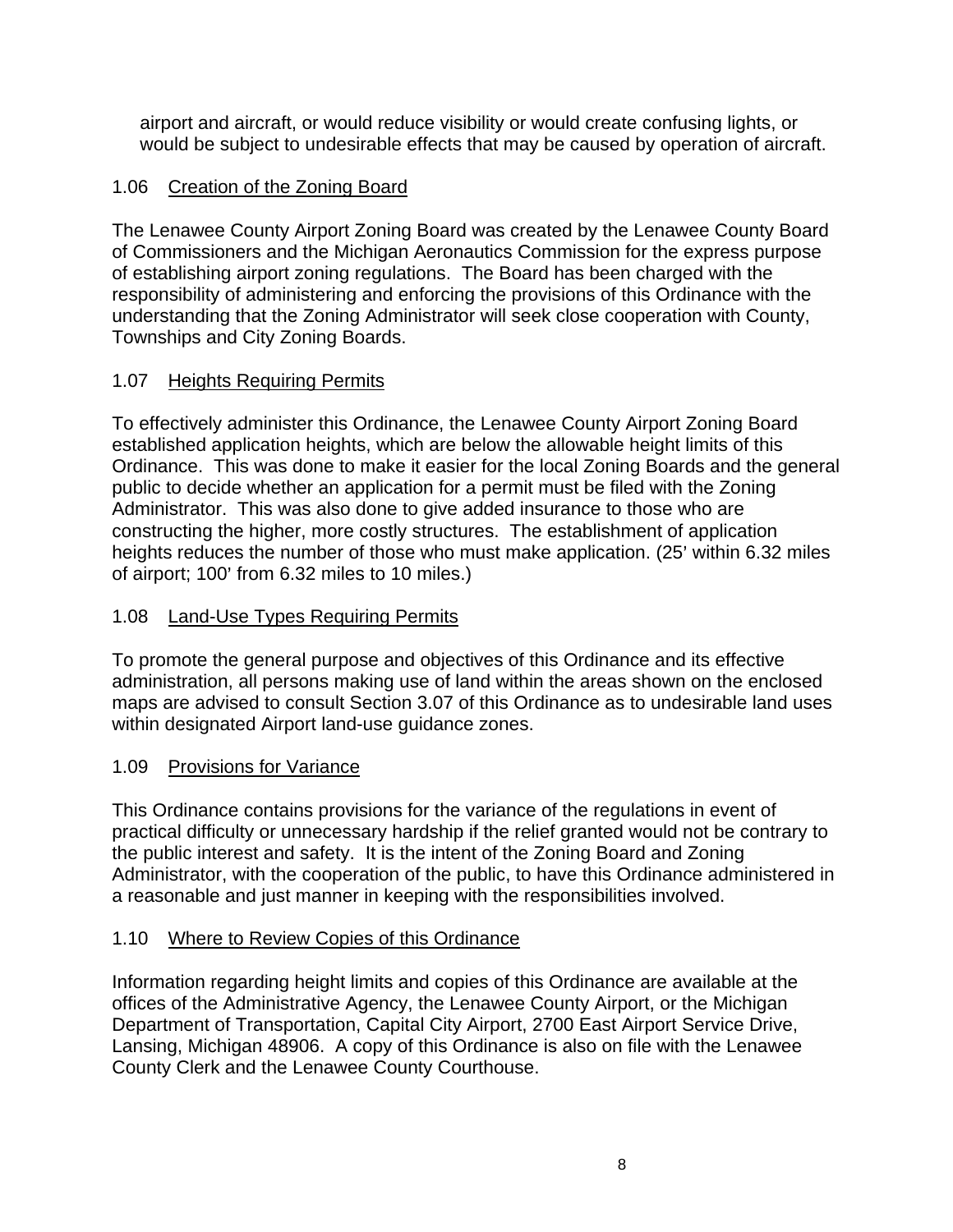airport and aircraft, or would reduce visibility or would create confusing lights, or would be subject to undesirable effects that may be caused by operation of aircraft.

## 1.06 Creation of the Zoning Board

The Lenawee County Airport Zoning Board was created by the Lenawee County Board of Commissioners and the Michigan Aeronautics Commission for the express purpose of establishing airport zoning regulations. The Board has been charged with the responsibility of administering and enforcing the provisions of this Ordinance with the understanding that the Zoning Administrator will seek close cooperation with County, Townships and City Zoning Boards.

## 1.07 Heights Requiring Permits

To effectively administer this Ordinance, the Lenawee County Airport Zoning Board established application heights, which are below the allowable height limits of this Ordinance. This was done to make it easier for the local Zoning Boards and the general public to decide whether an application for a permit must be filed with the Zoning Administrator. This was also done to give added insurance to those who are constructing the higher, more costly structures. The establishment of application heights reduces the number of those who must make application. (25' within 6.32 miles of airport; 100' from 6.32 miles to 10 miles.)

## 1.08 Land-Use Types Requiring Permits

To promote the general purpose and objectives of this Ordinance and its effective administration, all persons making use of land within the areas shown on the enclosed maps are advised to consult Section 3.07 of this Ordinance as to undesirable land uses within designated Airport land-use guidance zones.

## 1.09 Provisions for Variance

This Ordinance contains provisions for the variance of the regulations in event of practical difficulty or unnecessary hardship if the relief granted would not be contrary to the public interest and safety. It is the intent of the Zoning Board and Zoning Administrator, with the cooperation of the public, to have this Ordinance administered in a reasonable and just manner in keeping with the responsibilities involved.

## 1.10 Where to Review Copies of this Ordinance

Information regarding height limits and copies of this Ordinance are available at the offices of the Administrative Agency, the Lenawee County Airport, or the Michigan Department of Transportation, Capital City Airport, 2700 East Airport Service Drive, Lansing, Michigan 48906. A copy of this Ordinance is also on file with the Lenawee County Clerk and the Lenawee County Courthouse.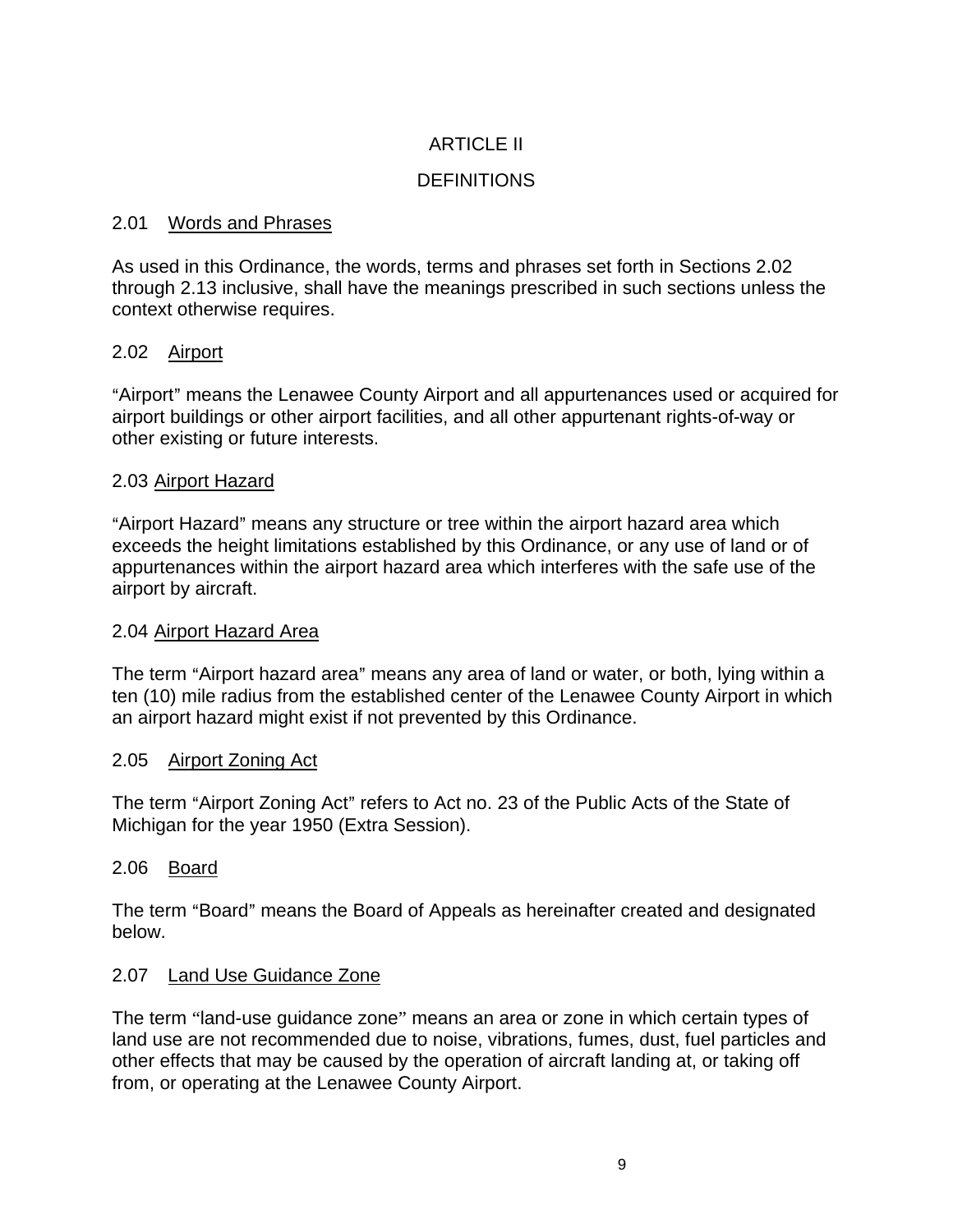# ARTICLE II

## DEFINITIONS

### 2.01 Words and Phrases

As used in this Ordinance, the words, terms and phrases set forth in Sections 2.02 through 2.13 inclusive, shall have the meanings prescribed in such sections unless the context otherwise requires.

### 2.02 Airport

"Airport" means the Lenawee County Airport and all appurtenances used or acquired for airport buildings or other airport facilities, and all other appurtenant rights-of-way or other existing or future interests.

### 2.03 Airport Hazard

"Airport Hazard" means any structure or tree within the airport hazard area which exceeds the height limitations established by this Ordinance, or any use of land or of appurtenances within the airport hazard area which interferes with the safe use of the airport by aircraft.

### 2.04 Airport Hazard Area

The term "Airport hazard area" means any area of land or water, or both, lying within a ten (10) mile radius from the established center of the Lenawee County Airport in which an airport hazard might exist if not prevented by this Ordinance.

### 2.05 Airport Zoning Act

The term "Airport Zoning Act" refers to Act no. 23 of the Public Acts of the State of Michigan for the year 1950 (Extra Session).

### 2.06 Board

The term "Board" means the Board of Appeals as hereinafter created and designated below.

### 2.07 Land Use Guidance Zone

The term "land-use guidance zone" means an area or zone in which certain types of land use are not recommended due to noise, vibrations, fumes, dust, fuel particles and other effects that may be caused by the operation of aircraft landing at, or taking off from, or operating at the Lenawee County Airport.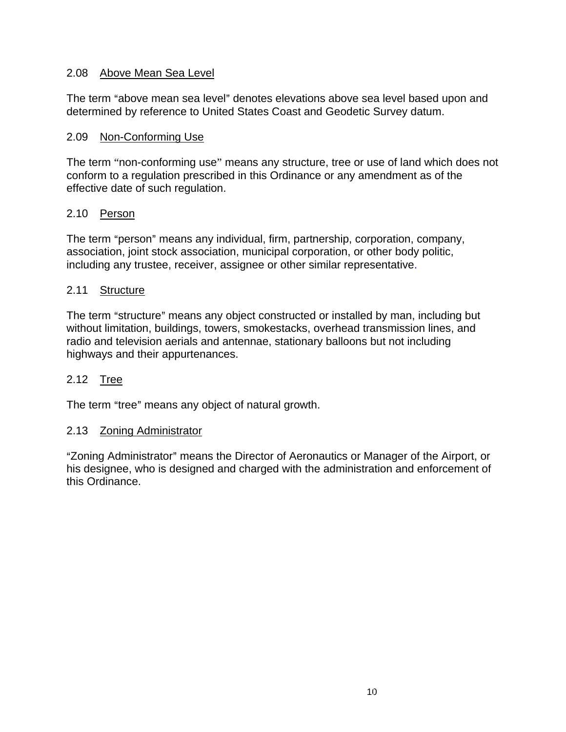2.08 Above Mean Sea Level

The term "above mean sea level" denotes elevations above sea level based upon and determined by reference to United States Coast and Geodetic Survey datum.

2.09 Non-Conforming Use

The term "non-conforming use" means any structure, tree or use of land which does not conform to a regulation prescribed in this Ordinance or any amendment as of the effective date of such regulation.

2.10 Person

The term "person" means any individual, firm, partnership, corporation, company, association, joint stock association, municipal corporation, or other body politic, including any trustee, receiver, assignee or other similar representative.

2.11 Structure

The term "structure" means any object constructed or installed by man, including but without limitation, buildings, towers, smokestacks, overhead transmission lines, and radio and television aerials and antennae, stationary balloons but not including highways and their appurtenances.

2.12 Tree

The term "tree" means any object of natural growth.

2.13 Zoning Administrator

"Zoning Administrator" means the Director of Aeronautics or Manager of the Airport, or his designee, who is designed and charged with the administration and enforcement of this Ordinance.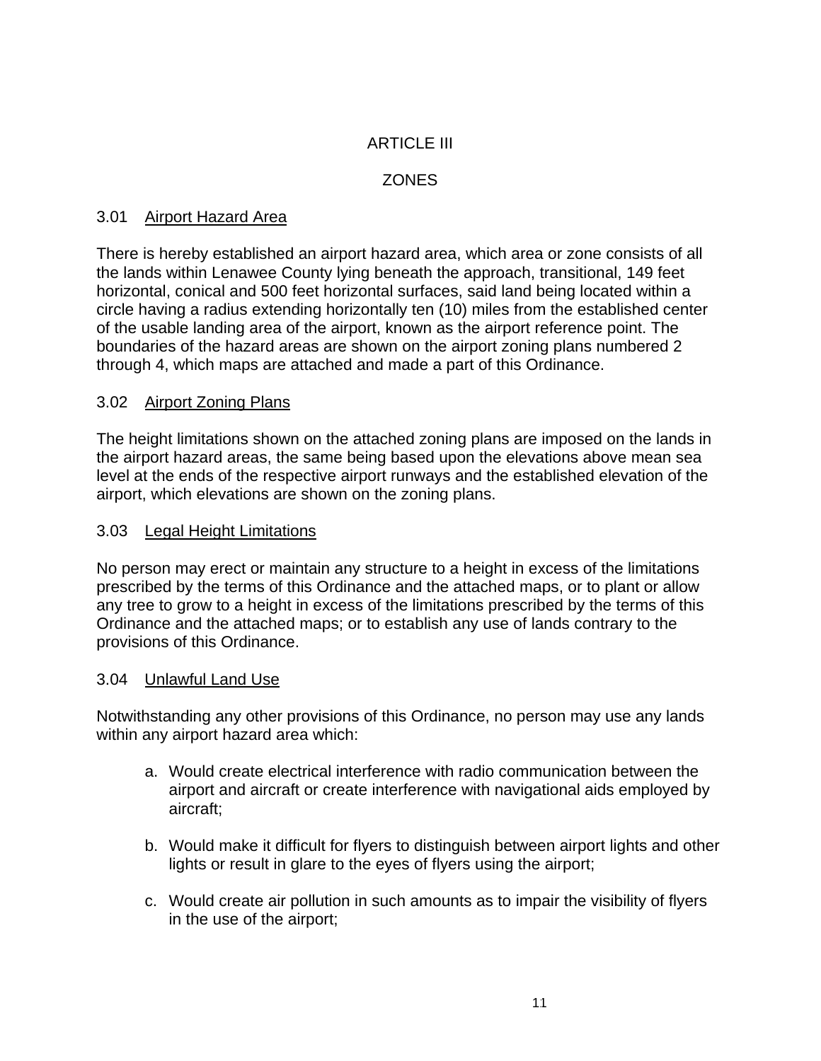# ARTICLE III

## ZONES

### 3.01 Airport Hazard Area

There is hereby established an airport hazard area, which area or zone consists of all the lands within Lenawee County lying beneath the approach, transitional, 149 feet horizontal, conical and 500 feet horizontal surfaces, said land being located within a circle having a radius extending horizontally ten (10) miles from the established center of the usable landing area of the airport, known as the airport reference point. The boundaries of the hazard areas are shown on the airport zoning plans numbered 2 through 4, which maps are attached and made a part of this Ordinance.

### 3.02 Airport Zoning Plans

The height limitations shown on the attached zoning plans are imposed on the lands in the airport hazard areas, the same being based upon the elevations above mean sea level at the ends of the respective airport runways and the established elevation of the airport, which elevations are shown on the zoning plans.

### 3.03 Legal Height Limitations

No person may erect or maintain any structure to a height in excess of the limitations prescribed by the terms of this Ordinance and the attached maps, or to plant or allow any tree to grow to a height in excess of the limitations prescribed by the terms of this Ordinance and the attached maps; or to establish any use of lands contrary to the provisions of this Ordinance.

### 3.04 Unlawful Land Use

Notwithstanding any other provisions of this Ordinance, no person may use any lands within any airport hazard area which:

a. Would create electrical interference with radio communication between the airport and aircraft or create interference with navigational aids employed by aircraft;

b. Would make it difficult for flyers to distinguish between airport lights and other lights or result in glare to the eyes of flyers using the airport;

c. Would create air pollution in such amounts as to impair the visibility of flyers in the use of the airport;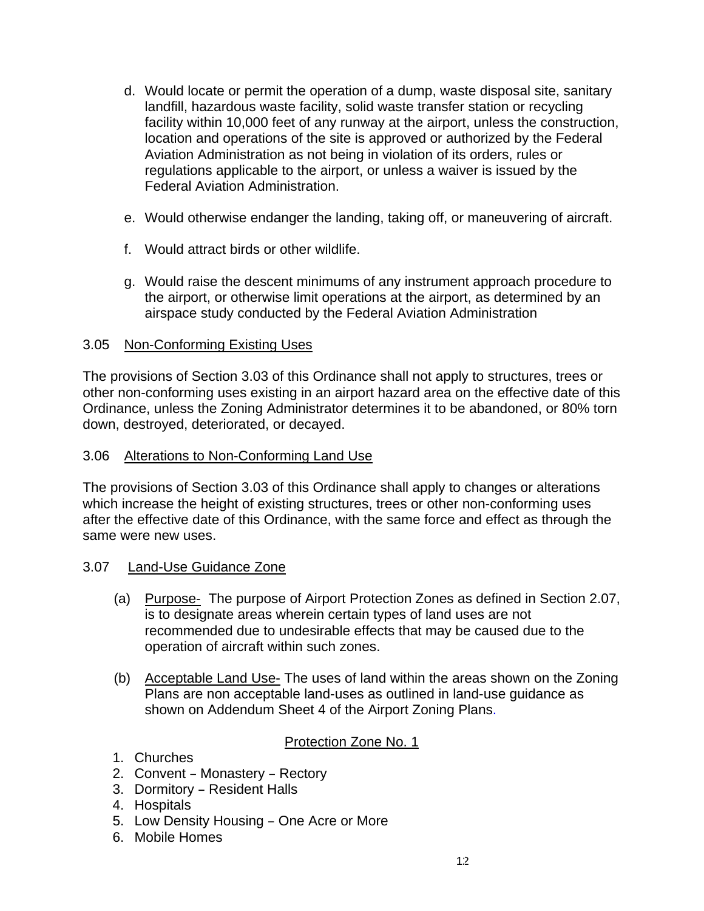d. Would locate or permit the operation of a dump, waste disposal site, sanitary landfill, hazardous waste facility, solid waste transfer station or recycling facility within 10,000 feet of any runway at the airport, unless the construction, location and operations of the site is approved or authorized by the Federal Aviation Administration as not being in violation of its orders, rules or regulations applicable to the airport, or unless a waiver is issued by the Federal Aviation Administration.

e. Would otherwise endanger the landing, taking off, or maneuvering of aircraft.

f. Would attract birds or other wildlife.

g. Would raise the descent minimums of any instrument approach procedure to the airport, or otherwise limit operations at the airport, as determined by an airspace study conducted by the Federal Aviation Administration

3.05 <u>Non-Conforming Existing Uses</u>

The provisions of Section 3.03 of this Ordinance shall not apply to structures, trees or other non-conforming uses existing in an airport hazard area on the effective date of this Ordinance, unless the Zoning Administrator determines it to be abandoned, or 80% torn down, destroyed, deteriorated, or decayed.

3.06 <u>Alterations to Non-Conforming Land Use</u>

The provisions of Section 3.03 of this Ordinance shall apply to changes or alterations which increase the height of existing structures, trees or other non-conforming uses after the effective date of this Ordinance, with the same force and effect as through the same were new uses.

3.07 <u>Land-Use Guidance Zone</u>

(a) <u>Purpose-</u> The purpose of Airport Protection Zones as defined in Section 2.07, is to designate areas wherein certain types of land uses are not recommended due to undesirable effects that may be caused due to the operation of aircraft within such zones.

(b) <u>Acceptable Land Use-</u> The uses of land within the areas shown on the Zoning Plans are non acceptable land-uses as outlined in land-use guidance as shown on Addendum Sheet 4 of the Airport Zoning Plans.

<u>Protection Zone No. 1</u>

1. Churches
2. Convent – Monastery – Rectory
3. Dormitory – Resident Halls
4. Hospitals
5. Low Density Housing – One Acre or More
6. Mobile Homes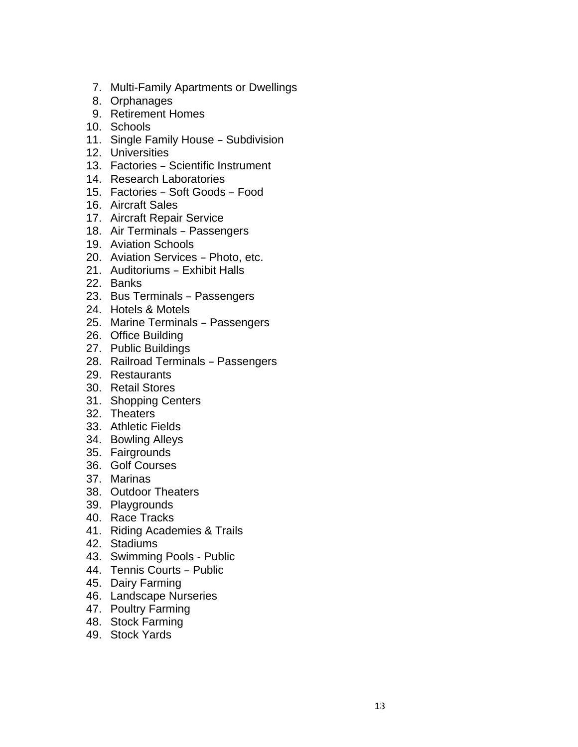7. Multi-Family Apartments or Dwellings
8. Orphanages
9. Retirement Homes
10. Schools
11. Single Family House – Subdivision
12. Universities
13. Factories – Scientific Instrument
14. Research Laboratories
15. Factories – Soft Goods – Food
16. Aircraft Sales
17. Aircraft Repair Service
18. Air Terminals – Passengers
19. Aviation Schools
20. Aviation Services – Photo, etc.
21. Auditoriums – Exhibit Halls
22. Banks
23. Bus Terminals – Passengers
24. Hotels & Motels
25. Marine Terminals – Passengers
26. Office Building
27. Public Buildings
28. Railroad Terminals – Passengers
29. Restaurants
30. Retail Stores
31. Shopping Centers
32. Theaters
33. Athletic Fields
34. Bowling Alleys
35. Fairgrounds
36. Golf Courses
37. Marinas
38. Outdoor Theaters
39. Playgrounds
40. Race Tracks
41. Riding Academies & Trails
42. Stadiums
43. Swimming Pools - Public
44. Tennis Courts – Public
45. Dairy Farming
46. Landscape Nurseries
47. Poultry Farming
48. Stock Farming
49. Stock Yards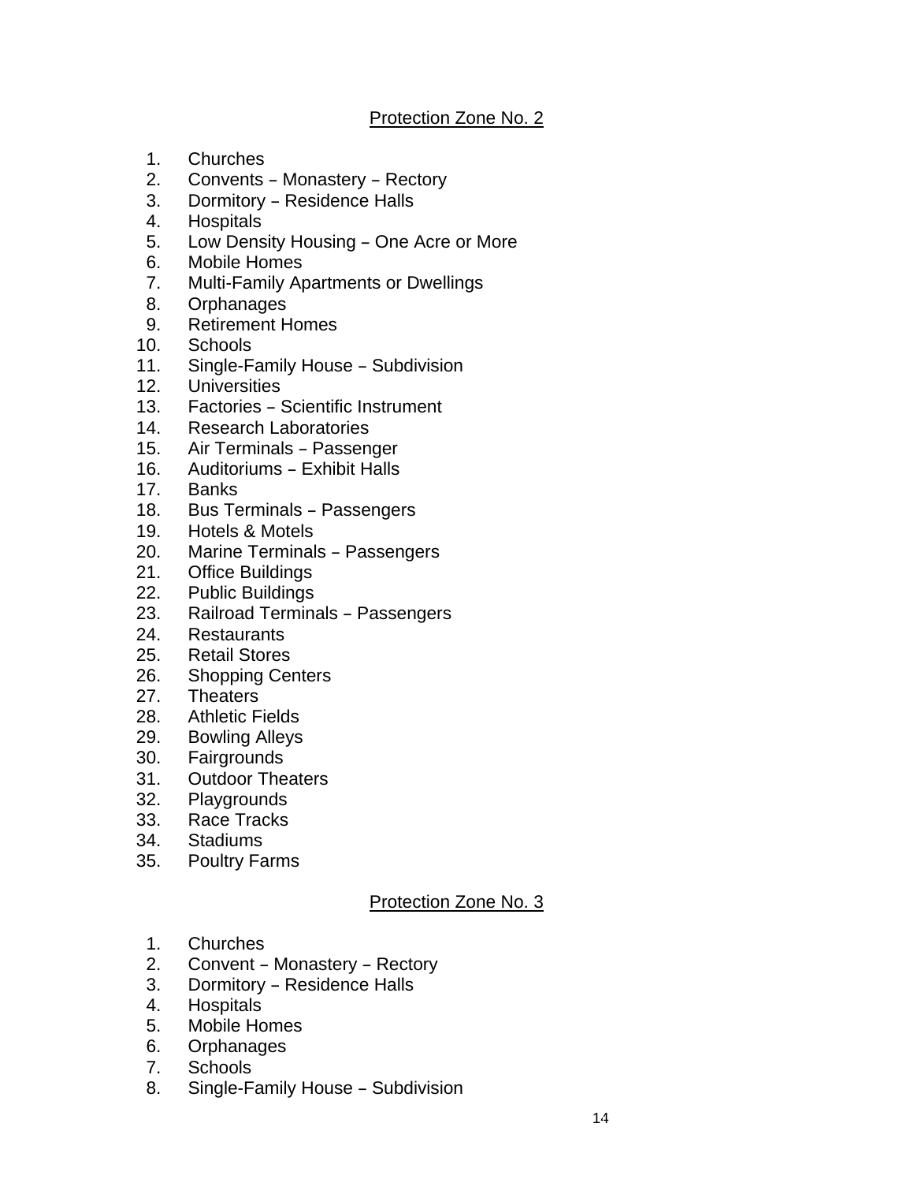Protection Zone No. 2

1. Churches
2. Convents – Monastery – Rectory
3. Dormitory – Residence Halls
4. Hospitals
5. Low Density Housing – One Acre or More
6. Mobile Homes
7. Multi-Family Apartments or Dwellings
8. Orphanages
9. Retirement Homes
10. Schools
11. Single-Family House – Subdivision
12. Universities
13. Factories – Scientific Instrument
14. Research Laboratories
15. Air Terminals – Passenger
16. Auditoriums – Exhibit Halls
17. Banks
18. Bus Terminals – Passengers
19. Hotels & Motels
20. Marine Terminals – Passengers
21. Office Buildings
22. Public Buildings
23. Railroad Terminals – Passengers
24. Restaurants
25. Retail Stores
26. Shopping Centers
27. Theaters
28. Athletic Fields
29. Bowling Alleys
30. Fairgrounds
31. Outdoor Theaters
32. Playgrounds
33. Race Tracks
34. Stadiums
35. Poultry Farms

Protection Zone No. 3

1. Churches
2. Convent – Monastery – Rectory
3. Dormitory – Residence Halls
4. Hospitals
5. Mobile Homes
6. Orphanages
7. Schools
8. Single-Family House – Subdivision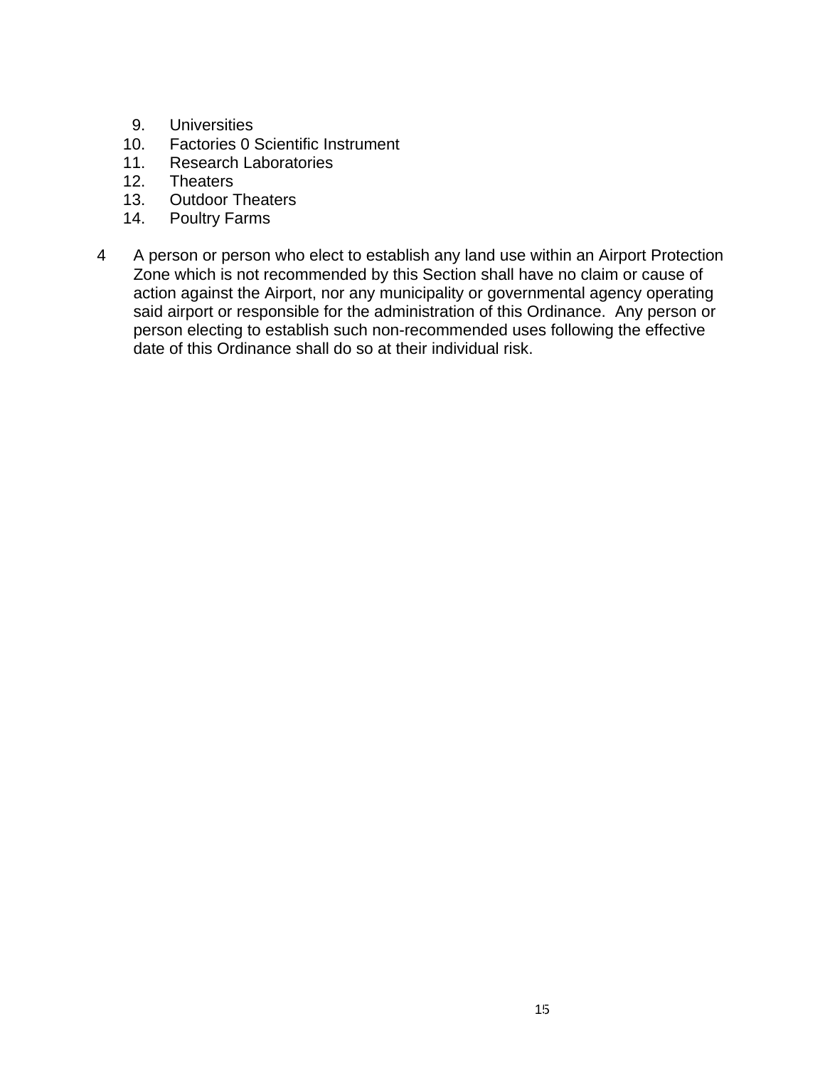9. Universities
10. Factories 0 Scientific Instrument
11. Research Laboratories
12. Theaters
13. Outdoor Theaters
14. Poultry Farms

4 A person or person who elect to establish any land use within an Airport Protection Zone which is not recommended by this Section shall have no claim or cause of action against the Airport, nor any municipality or governmental agency operating said airport or responsible for the administration of this Ordinance. Any person or person electing to establish such non-recommended uses following the effective date of this Ordinance shall do so at their individual risk.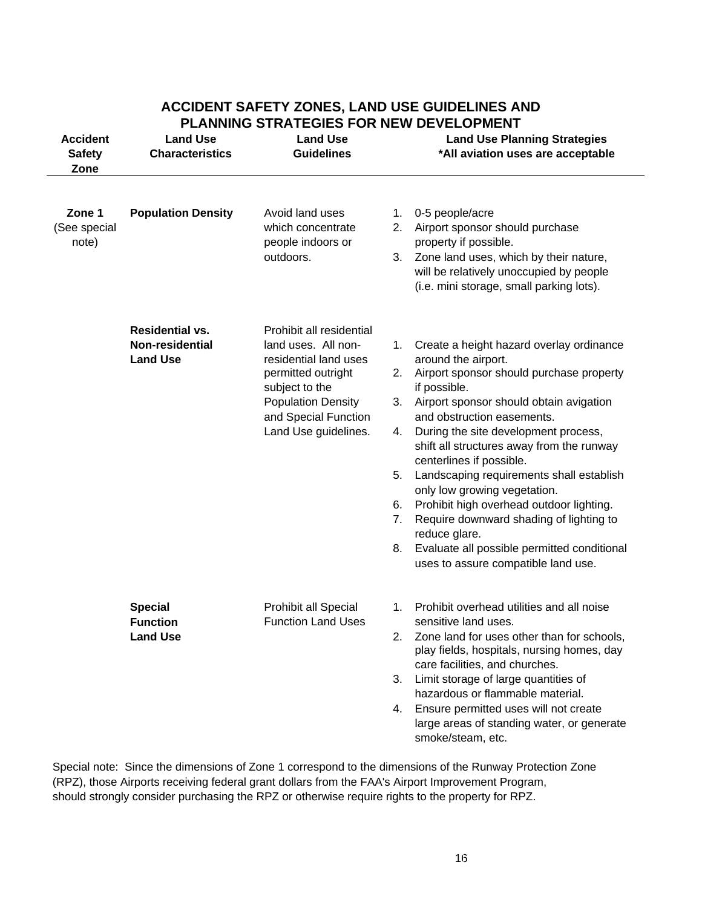## ACCIDENT SAFETY ZONES, LAND USE GUIDELINES AND PLANNING STRATEGIES FOR NEW DEVELOPMENT

| Accident Safety Zone | Land Use Characteristics | Land Use Guidelines | Land Use Planning Strategies *All aviation uses are acceptable |
|---|---|---|---|
| **Zone 1** (See special note) | **Population Density** | Avoid land uses which concentrate people indoors or outdoors. | 1. 0-5 people/acre<br>2. Airport sponsor should purchase property if possible.<br>3. Zone land uses, which by their nature, will be relatively unoccupied by people (i.e. mini storage, small parking lots). |
| | **Residential vs. Non-residential Land Use** | Prohibit all residential land uses. All non-residential land uses permitted outright subject to the Population Density and Special Function Land Use guidelines. | 1. Create a height hazard overlay ordinance around the airport.<br>2. Airport sponsor should purchase property if possible.<br>3. Airport sponsor should obtain avigation and obstruction easements.<br>4. During the site development process, shift all structures away from the runway centerlines if possible.<br>5. Landscaping requirements shall establish only low growing vegetation.<br>6. Prohibit high overhead outdoor lighting.<br>7. Require downward shading of lighting to reduce glare.<br>8. Evaluate all possible permitted conditional uses to assure compatible land use. |
| | **Special Function Land Use** | Prohibit all Special Function Land Uses | 1. Prohibit overhead utilities and all noise sensitive land uses.<br>2. Zone land for uses other than for schools, play fields, hospitals, nursing homes, day care facilities, and churches.<br>3. Limit storage of large quantities of hazardous or flammable material.<br>4. Ensure permitted uses will not create large areas of standing water, or generate smoke/steam, etc. |

Special note: Since the dimensions of Zone 1 correspond to the dimensions of the Runway Protection Zone (RPZ), those Airports receiving federal grant dollars from the FAA's Airport Improvement Program, should strongly consider purchasing the RPZ or otherwise require rights to the property for RPZ.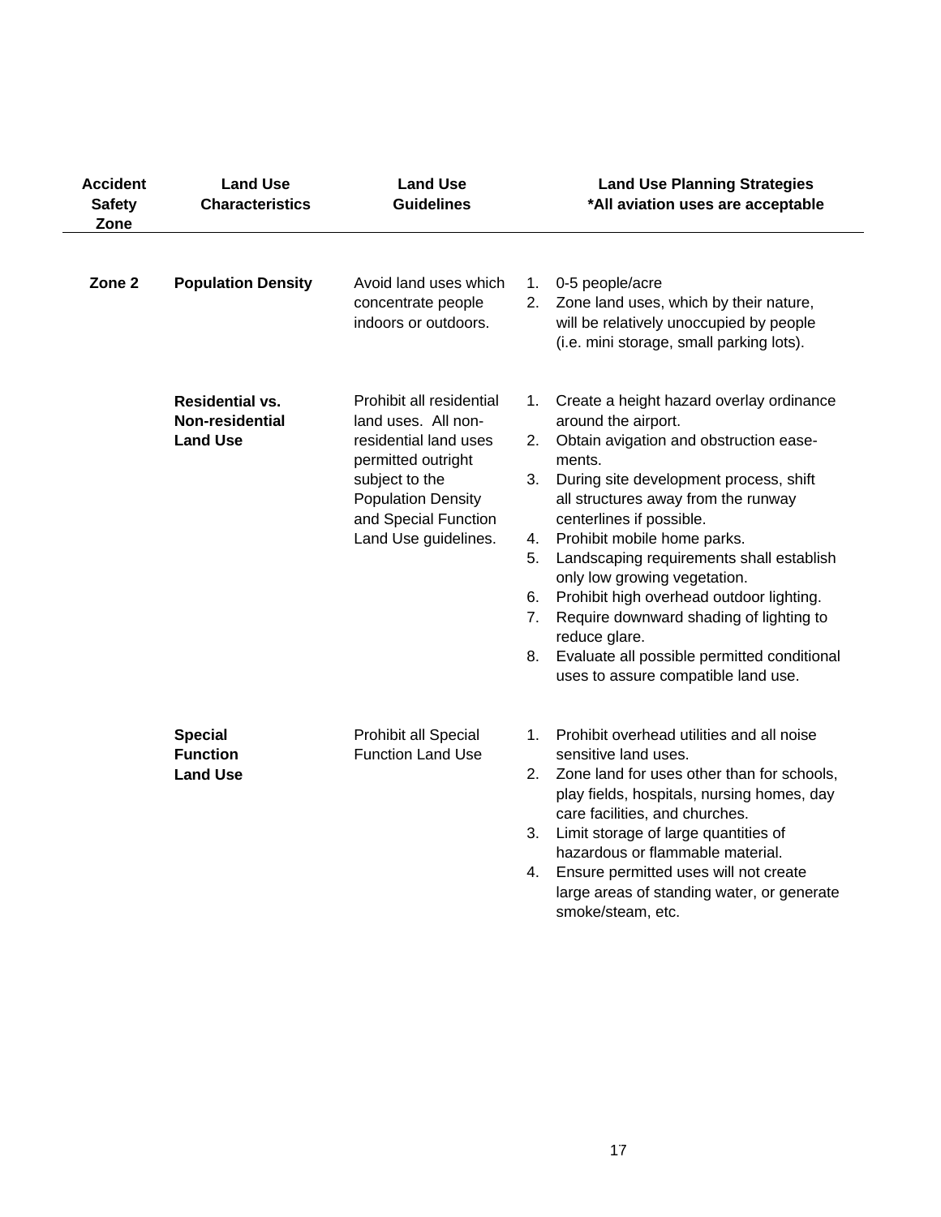| Accident Safety Zone | Land Use Characteristics | Land Use Guidelines | Land Use Planning Strategies *All aviation uses are acceptable |
|---|---|---|---|
| **Zone 2** | **Population Density** | Avoid land uses which concentrate people indoors or outdoors. | 1. 0-5 people/acre<br>2. Zone land uses, which by their nature, will be relatively unoccupied by people (i.e. mini storage, small parking lots). |
| | **Residential vs. Non-residential Land Use** | Prohibit all residential land uses. All non-residential land uses permitted outright subject to the Population Density and Special Function Land Use guidelines. | 1. Create a height hazard overlay ordinance around the airport.<br>2. Obtain avigation and obstruction ease-ments.<br>3. During site development process, shift all structures away from the runway centerlines if possible.<br>4. Prohibit mobile home parks.<br>5. Landscaping requirements shall establish only low growing vegetation.<br>6. Prohibit high overhead outdoor lighting.<br>7. Require downward shading of lighting to reduce glare.<br>8. Evaluate all possible permitted conditional uses to assure compatible land use. |
| | **Special Function Land Use** | Prohibit all Special Function Land Use | 1. Prohibit overhead utilities and all noise sensitive land uses.<br>2. Zone land for uses other than for schools, play fields, hospitals, nursing homes, day care facilities, and churches.<br>3. Limit storage of large quantities of hazardous or flammable material.<br>4. Ensure permitted uses will not create large areas of standing water, or generate smoke/steam, etc. |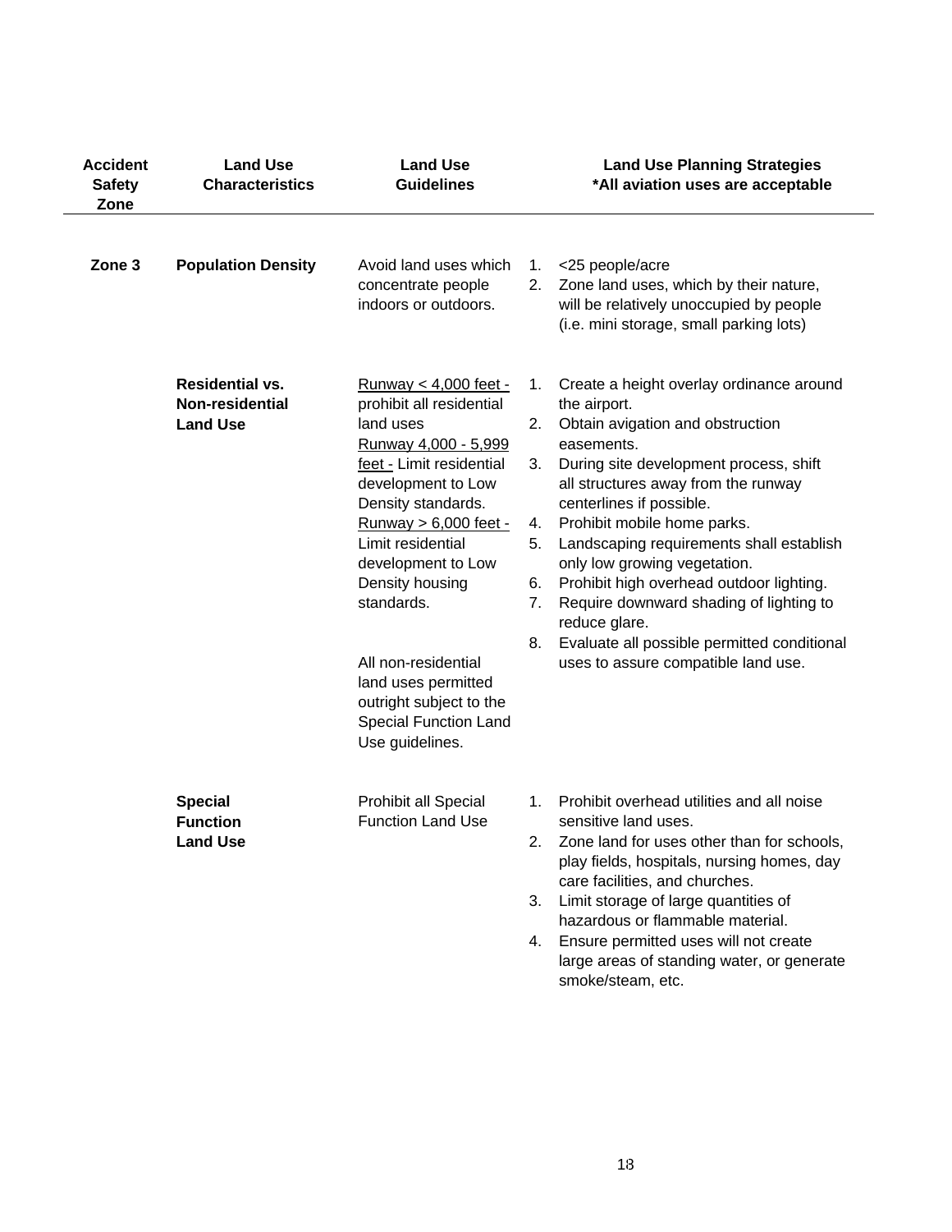| Accident Safety Zone | Land Use Characteristics | Land Use Guidelines | Land Use Planning Strategies *All aviation uses are acceptable |
|---|---|---|---|
| **Zone 3** | **Population Density** | Avoid land uses which concentrate people indoors or outdoors. | 1. <25 people/acre<br>2. Zone land uses, which by their nature, will be relatively unoccupied by people (i.e. mini storage, small parking lots) |
| | **Residential vs. Non-residential Land Use** | Runway < 4,000 feet - prohibit all residential land uses<br>Runway 4,000 - 5,999 feet - Limit residential development to Low Density standards.<br>Runway > 6,000 feet - Limit residential development to Low Density housing standards.<br><br>All non-residential land uses permitted outright subject to the Special Function Land Use guidelines. | 1. Create a height overlay ordinance around the airport.<br>2. Obtain avigation and obstruction easements.<br>3. During site development process, shift all structures away from the runway centerlines if possible.<br>4. Prohibit mobile home parks.<br>5. Landscaping requirements shall establish only low growing vegetation.<br>6. Prohibit high overhead outdoor lighting.<br>7. Require downward shading of lighting to reduce glare.<br>8. Evaluate all possible permitted conditional uses to assure compatible land use. |
| | **Special Function Land Use** | Prohibit all Special Function Land Use | 1. Prohibit overhead utilities and all noise sensitive land uses.<br>2. Zone land for uses other than for schools, play fields, hospitals, nursing homes, day care facilities, and churches.<br>3. Limit storage of large quantities of hazardous or flammable material.<br>4. Ensure permitted uses will not create large areas of standing water, or generate smoke/steam, etc. |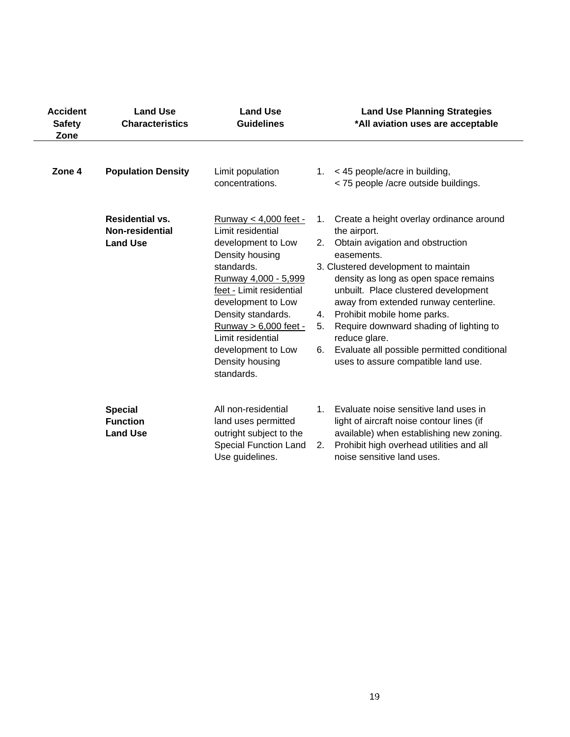| Accident Safety Zone | Land Use Characteristics | Land Use Guidelines | Land Use Planning Strategies *All aviation uses are acceptable |
|---|---|---|---|
| **Zone 4** | **Population Density** | Limit population concentrations. | 1. < 45 people/acre in building, < 75 people /acre outside buildings. |
| | **Residential vs. Non-residential Land Use** | Runway < 4,000 feet - Limit residential development to Low Density housing standards. Runway 4,000 - 5,999 feet - Limit residential development to Low Density standards. Runway > 6,000 feet - Limit residential development to Low Density housing standards. | 1. Create a height overlay ordinance around the airport. 2. Obtain avigation and obstruction easements. 3. Clustered development to maintain density as long as open space remains unbuilt. Place clustered development away from extended runway centerline. 4. Prohibit mobile home parks. 5. Require downward shading of lighting to reduce glare. 6. Evaluate all possible permitted conditional uses to assure compatible land use. |
| | **Special Function Land Use** | All non-residential land uses permitted outright subject to the Special Function Land Use guidelines. | 1. Evaluate noise sensitive land uses in light of aircraft noise contour lines (if available) when establishing new zoning. 2. Prohibit high overhead utilities and all noise sensitive land uses. |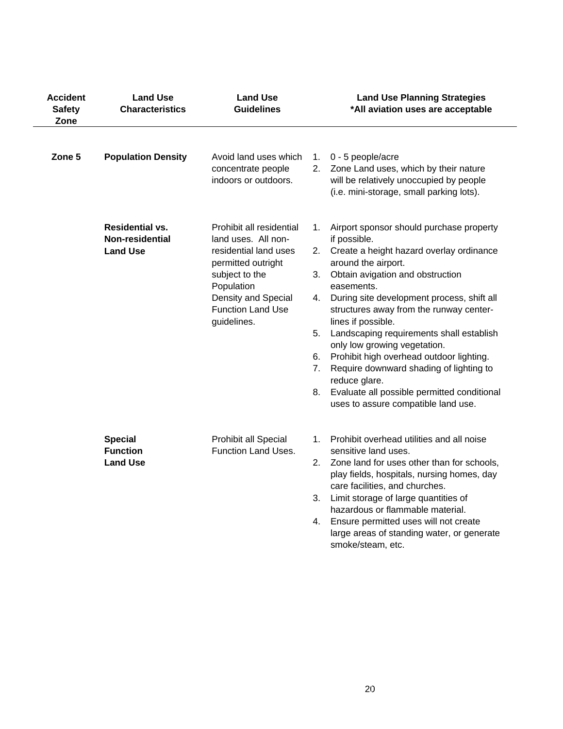| Accident Safety Zone | Land Use Characteristics | Land Use Guidelines | Land Use Planning Strategies *All aviation uses are acceptable |
|---|---|---|---|
| **Zone 5** | **Population Density** | Avoid land uses which concentrate people indoors or outdoors. | 1. 0 - 5 people/acre<br>2. Zone Land uses, which by their nature will be relatively unoccupied by people (i.e. mini-storage, small parking lots). |
| | **Residential vs. Non-residential Land Use** | Prohibit all residential land uses. All non-residential land uses permitted outright subject to the Population Density and Special Function Land Use guidelines. | 1. Airport sponsor should purchase property if possible.<br>2. Create a height hazard overlay ordinance around the airport.<br>3. Obtain avigation and obstruction easements.<br>4. During site development process, shift all structures away from the runway center-lines if possible.<br>5. Landscaping requirements shall establish only low growing vegetation.<br>6. Prohibit high overhead outdoor lighting.<br>7. Require downward shading of lighting to reduce glare.<br>8. Evaluate all possible permitted conditional uses to assure compatible land use. |
| | **Special Function Land Use** | Prohibit all Special Function Land Uses. | 1. Prohibit overhead utilities and all noise sensitive land uses.<br>2. Zone land for uses other than for schools, play fields, hospitals, nursing homes, day care facilities, and churches.<br>3. Limit storage of large quantities of hazardous or flammable material.<br>4. Ensure permitted uses will not create large areas of standing water, or generate smoke/steam, etc. |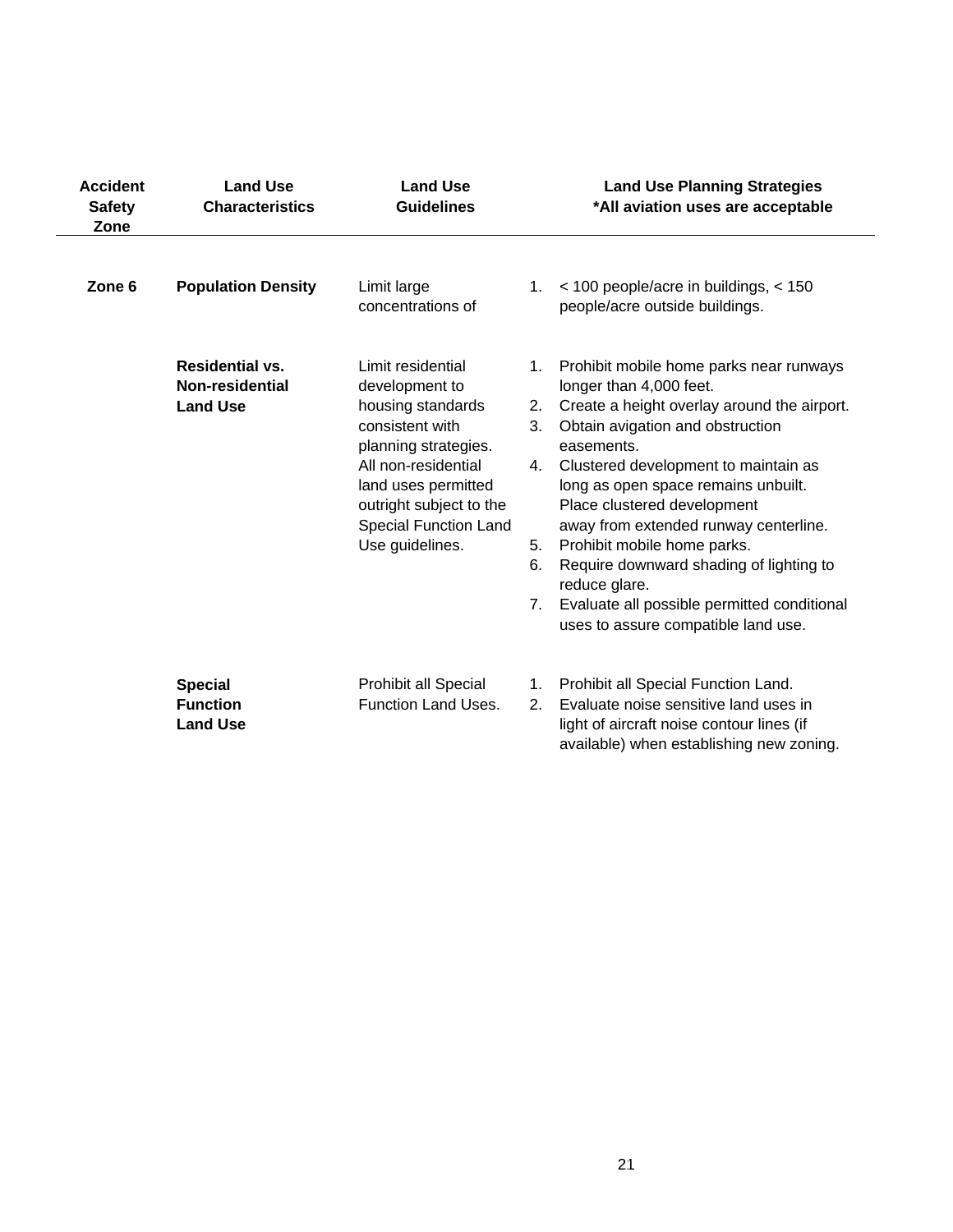| Accident Safety Zone | Land Use Characteristics | Land Use Guidelines | Land Use Planning Strategies *All aviation uses are acceptable |
|---|---|---|---|
| **Zone 6** | **Population Density** | Limit large concentrations of | 1. < 100 people/acre in buildings, < 150 people/acre outside buildings. |
| | **Residential vs. Non-residential Land Use** | Limit residential development to housing standards consistent with planning strategies. All non-residential land uses permitted outright subject to the Special Function Land Use guidelines. | 1. Prohibit mobile home parks near runways longer than 4,000 feet. 2. Create a height overlay around the airport. 3. Obtain avigation and obstruction easements. 4. Clustered development to maintain as long as open space remains unbuilt. Place clustered development away from extended runway centerline. 5. Prohibit mobile home parks. 6. Require downward shading of lighting to reduce glare. 7. Evaluate all possible permitted conditional uses to assure compatible land use. |
| | **Special Function Land Use** | Prohibit all Special Function Land Uses. | 1. Prohibit all Special Function Land. 2. Evaluate noise sensitive land uses in light of aircraft noise contour lines (if available) when establishing new zoning. |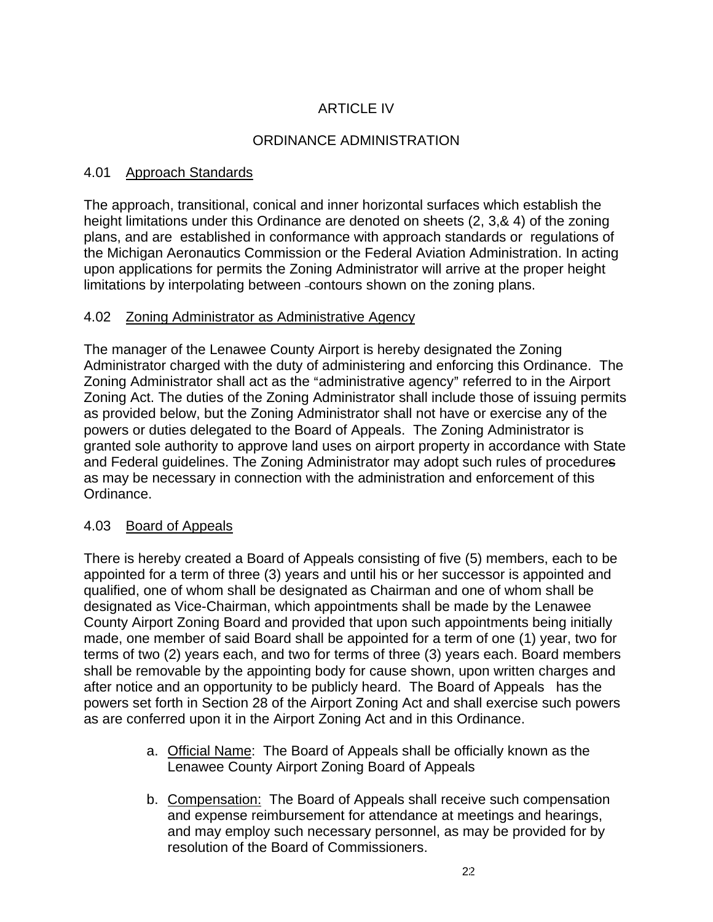# ARTICLE IV

## ORDINANCE ADMINISTRATION

### 4.01 Approach Standards

The approach, transitional, conical and inner horizontal surfaces which establish the height limitations under this Ordinance are denoted on sheets (2, 3,& 4) of the zoning plans, and are established in conformance with approach standards or regulations of the Michigan Aeronautics Commission or the Federal Aviation Administration. In acting upon applications for permits the Zoning Administrator will arrive at the proper height limitations by interpolating between contours shown on the zoning plans.

### 4.02 Zoning Administrator as Administrative Agency

The manager of the Lenawee County Airport is hereby designated the Zoning Administrator charged with the duty of administering and enforcing this Ordinance. The Zoning Administrator shall act as the "administrative agency" referred to in the Airport Zoning Act. The duties of the Zoning Administrator shall include those of issuing permits as provided below, but the Zoning Administrator shall not have or exercise any of the powers or duties delegated to the Board of Appeals. The Zoning Administrator is granted sole authority to approve land uses on airport property in accordance with State and Federal guidelines. The Zoning Administrator may adopt such rules of procedure as may be necessary in connection with the administration and enforcement of this Ordinance.

### 4.03 Board of Appeals

There is hereby created a Board of Appeals consisting of five (5) members, each to be appointed for a term of three (3) years and until his or her successor is appointed and qualified, one of whom shall be designated as Chairman and one of whom shall be designated as Vice-Chairman, which appointments shall be made by the Lenawee County Airport Zoning Board and provided that upon such appointments being initially made, one member of said Board shall be appointed for a term of one (1) year, two for terms of two (2) years each, and two for terms of three (3) years each. Board members shall be removable by the appointing body for cause shown, upon written charges and after notice and an opportunity to be publicly heard. The Board of Appeals has the powers set forth in Section 28 of the Airport Zoning Act and shall exercise such powers as are conferred upon it in the Airport Zoning Act and in this Ordinance.

a. Official Name: The Board of Appeals shall be officially known as the Lenawee County Airport Zoning Board of Appeals

b. Compensation: The Board of Appeals shall receive such compensation and expense reimbursement for attendance at meetings and hearings, and may employ such necessary personnel, as may be provided for by resolution of the Board of Commissioners.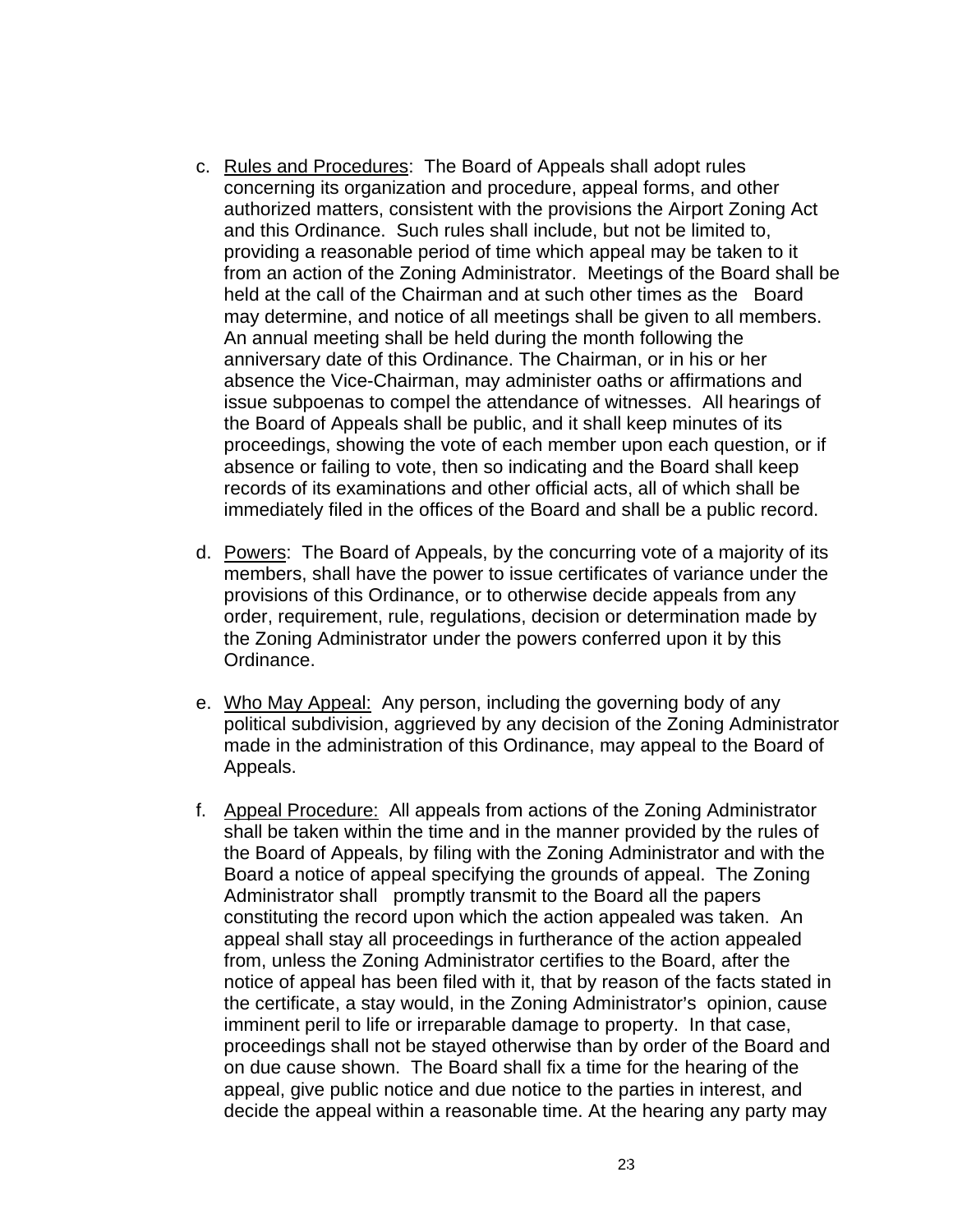c. <u>Rules and Procedures</u>: The Board of Appeals shall adopt rules concerning its organization and procedure, appeal forms, and other authorized matters, consistent with the provisions the Airport Zoning Act and this Ordinance. Such rules shall include, but not be limited to, providing a reasonable period of time which appeal may be taken to it from an action of the Zoning Administrator. Meetings of the Board shall be held at the call of the Chairman and at such other times as the Board may determine, and notice of all meetings shall be given to all members. An annual meeting shall be held during the month following the anniversary date of this Ordinance. The Chairman, or in his or her absence the Vice-Chairman, may administer oaths or affirmations and issue subpoenas to compel the attendance of witnesses. All hearings of the Board of Appeals shall be public, and it shall keep minutes of its proceedings, showing the vote of each member upon each question, or if absence or failing to vote, then so indicating and the Board shall keep records of its examinations and other official acts, all of which shall be immediately filed in the offices of the Board and shall be a public record.

d. <u>Powers</u>: The Board of Appeals, by the concurring vote of a majority of its members, shall have the power to issue certificates of variance under the provisions of this Ordinance, or to otherwise decide appeals from any order, requirement, rule, regulations, decision or determination made by the Zoning Administrator under the powers conferred upon it by this Ordinance.

e. <u>Who May Appeal:</u> Any person, including the governing body of any political subdivision, aggrieved by any decision of the Zoning Administrator made in the administration of this Ordinance, may appeal to the Board of Appeals.

f. <u>Appeal Procedure:</u> All appeals from actions of the Zoning Administrator shall be taken within the time and in the manner provided by the rules of the Board of Appeals, by filing with the Zoning Administrator and with the Board a notice of appeal specifying the grounds of appeal. The Zoning Administrator shall promptly transmit to the Board all the papers constituting the record upon which the action appealed was taken. An appeal shall stay all proceedings in furtherance of the action appealed from, unless the Zoning Administrator certifies to the Board, after the notice of appeal has been filed with it, that by reason of the facts stated in the certificate, a stay would, in the Zoning Administrator's opinion, cause imminent peril to life or irreparable damage to property. In that case, proceedings shall not be stayed otherwise than by order of the Board and on due cause shown. The Board shall fix a time for the hearing of the appeal, give public notice and due notice to the parties in interest, and decide the appeal within a reasonable time. At the hearing any party may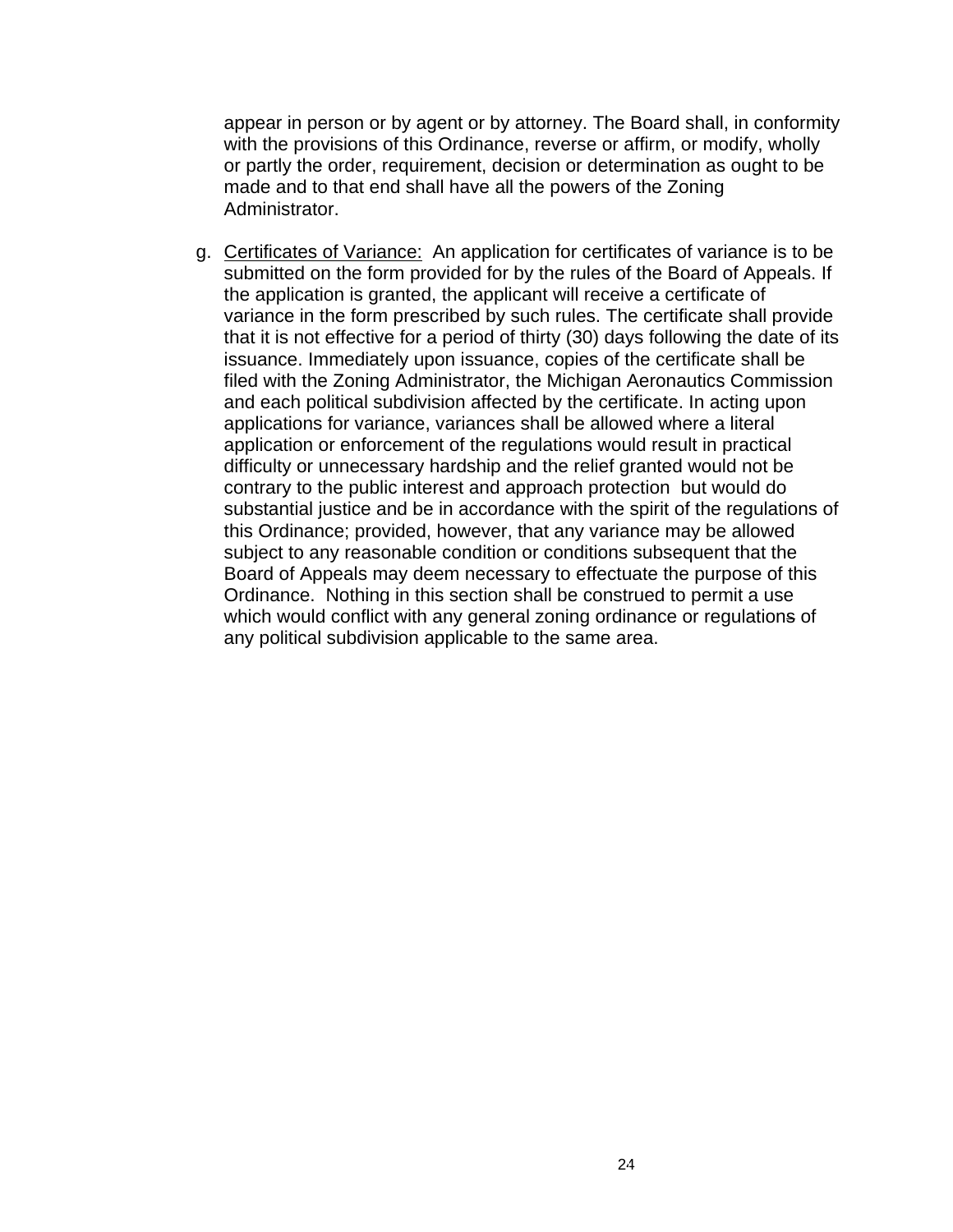appear in person or by agent or by attorney. The Board shall, in conformity with the provisions of this Ordinance, reverse or affirm, or modify, wholly or partly the order, requirement, decision or determination as ought to be made and to that end shall have all the powers of the Zoning Administrator.

g. Certificates of Variance: An application for certificates of variance is to be submitted on the form provided for by the rules of the Board of Appeals. If the application is granted, the applicant will receive a certificate of variance in the form prescribed by such rules. The certificate shall provide that it is not effective for a period of thirty (30) days following the date of its issuance. Immediately upon issuance, copies of the certificate shall be filed with the Zoning Administrator, the Michigan Aeronautics Commission and each political subdivision affected by the certificate. In acting upon applications for variance, variances shall be allowed where a literal application or enforcement of the regulations would result in practical difficulty or unnecessary hardship and the relief granted would not be contrary to the public interest and approach protection but would do substantial justice and be in accordance with the spirit of the regulations of this Ordinance; provided, however, that any variance may be allowed subject to any reasonable condition or conditions subsequent that the Board of Appeals may deem necessary to effectuate the purpose of this Ordinance. Nothing in this section shall be construed to permit a use which would conflict with any general zoning ordinance or regulations of any political subdivision applicable to the same area.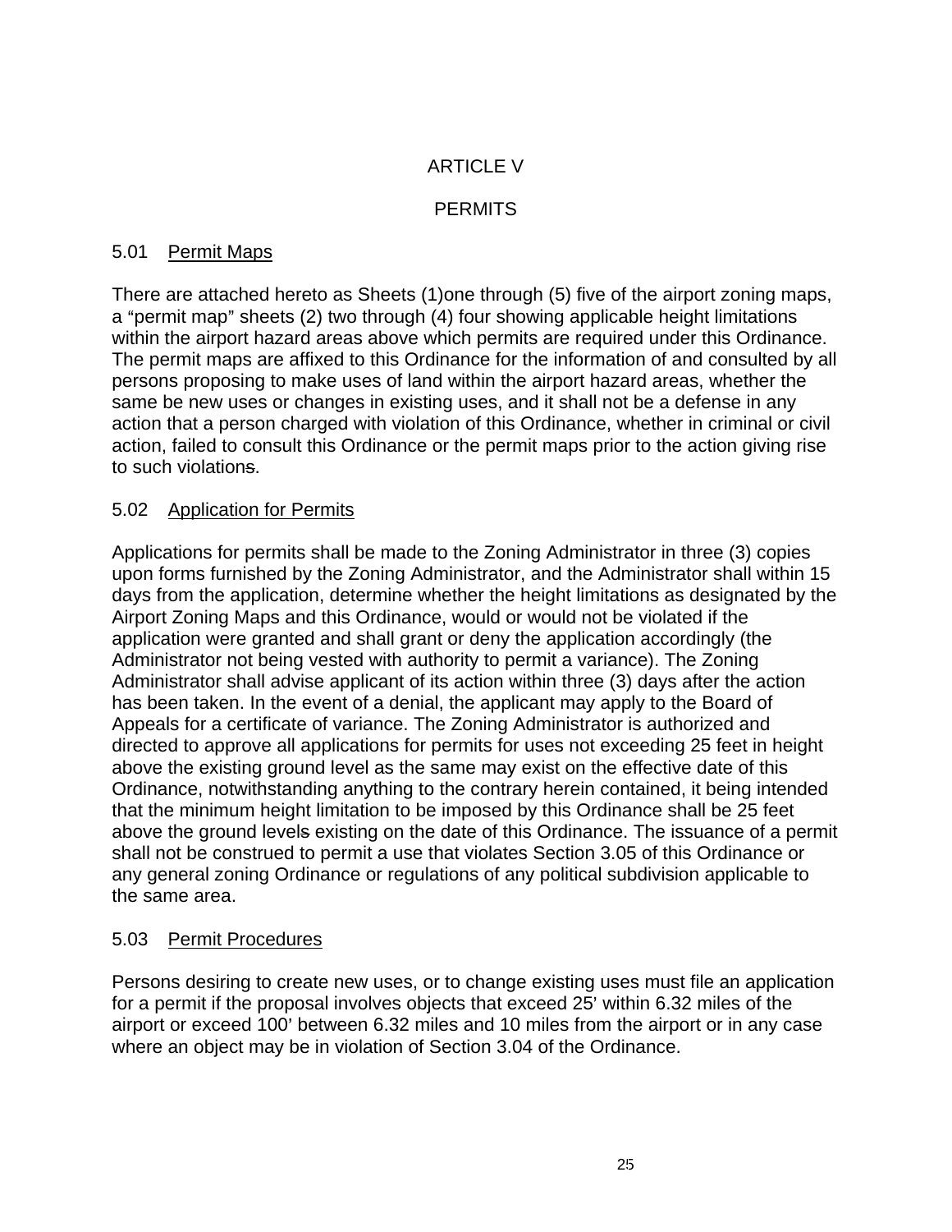# ARTICLE V

# PERMITS

## 5.01 Permit Maps

There are attached hereto as Sheets (1)one through (5) five of the airport zoning maps, a "permit map" sheets (2) two through (4) four showing applicable height limitations within the airport hazard areas above which permits are required under this Ordinance. The permit maps are affixed to this Ordinance for the information of and consulted by all persons proposing to make uses of land within the airport hazard areas, whether the same be new uses or changes in existing uses, and it shall not be a defense in any action that a person charged with violation of this Ordinance, whether in criminal or civil action, failed to consult this Ordinance or the permit maps prior to the action giving rise to such violations.

## 5.02 Application for Permits

Applications for permits shall be made to the Zoning Administrator in three (3) copies upon forms furnished by the Zoning Administrator, and the Administrator shall within 15 days from the application, determine whether the height limitations as designated by the Airport Zoning Maps and this Ordinance, would or would not be violated if the application were granted and shall grant or deny the application accordingly (the Administrator not being vested with authority to permit a variance). The Zoning Administrator shall advise applicant of its action within three (3) days after the action has been taken. In the event of a denial, the applicant may apply to the Board of Appeals for a certificate of variance. The Zoning Administrator is authorized and directed to approve all applications for permits for uses not exceeding 25 feet in height above the existing ground level as the same may exist on the effective date of this Ordinance, notwithstanding anything to the contrary herein contained, it being intended that the minimum height limitation to be imposed by this Ordinance shall be 25 feet above the ground levels existing on the date of this Ordinance. The issuance of a permit shall not be construed to permit a use that violates Section 3.05 of this Ordinance or any general zoning Ordinance or regulations of any political subdivision applicable to the same area.

## 5.03 Permit Procedures

Persons desiring to create new uses, or to change existing uses must file an application for a permit if the proposal involves objects that exceed 25' within 6.32 miles of the airport or exceed 100' between 6.32 miles and 10 miles from the airport or in any case where an object may be in violation of Section 3.04 of the Ordinance.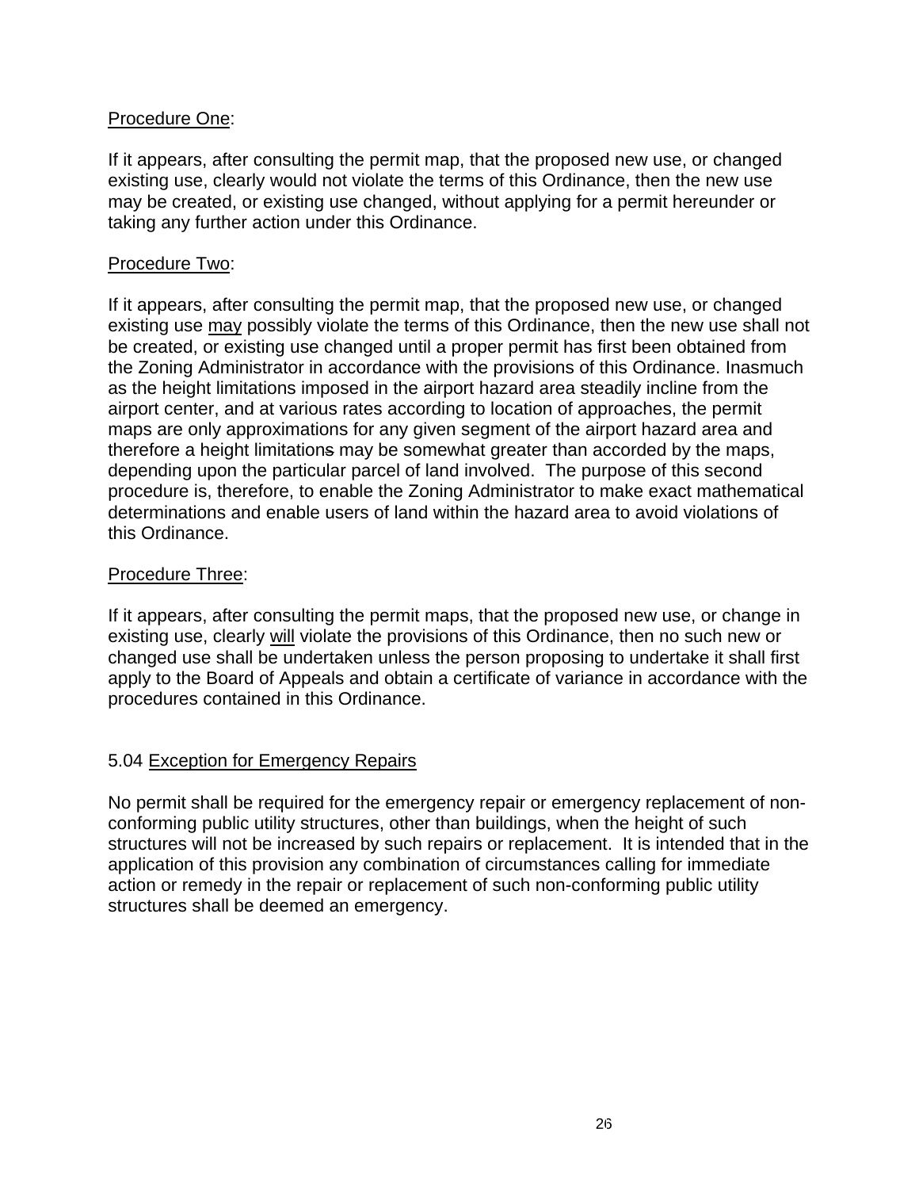<u>Procedure One</u>:

If it appears, after consulting the permit map, that the proposed new use, or changed existing use, clearly would not violate the terms of this Ordinance, then the new use may be created, or existing use changed, without applying for a permit hereunder or taking any further action under this Ordinance.

<u>Procedure Two</u>:

If it appears, after consulting the permit map, that the proposed new use, or changed existing use <u>may</u> possibly violate the terms of this Ordinance, then the new use shall not be created, or existing use changed until a proper permit has first been obtained from the Zoning Administrator in accordance with the provisions of this Ordinance. Inasmuch as the height limitations imposed in the airport hazard area steadily incline from the airport center, and at various rates according to location of approaches, the permit maps are only approximations for any given segment of the airport hazard area and therefore a height limitation~~s~~ may be somewhat greater than accorded by the maps, depending upon the particular parcel of land involved. The purpose of this second procedure is, therefore, to enable the Zoning Administrator to make exact mathematical determinations and enable users of land within the hazard area to avoid violations of this Ordinance.

<u>Procedure Three</u>:

If it appears, after consulting the permit maps, that the proposed new use, or change in existing use, clearly <u>will</u> violate the provisions of this Ordinance, then no such new or changed use shall be undertaken unless the person proposing to undertake it shall first apply to the Board of Appeals and obtain a certificate of variance in accordance with the procedures contained in this Ordinance.

### 5.04 <u>Exception for Emergency Repairs</u>

No permit shall be required for the emergency repair or emergency replacement of non-conforming public utility structures, other than buildings, when the height of such structures will not be increased by such repairs or replacement. It is intended that in the application of this provision any combination of circumstances calling for immediate action or remedy in the repair or replacement of such non-conforming public utility structures shall be deemed an emergency.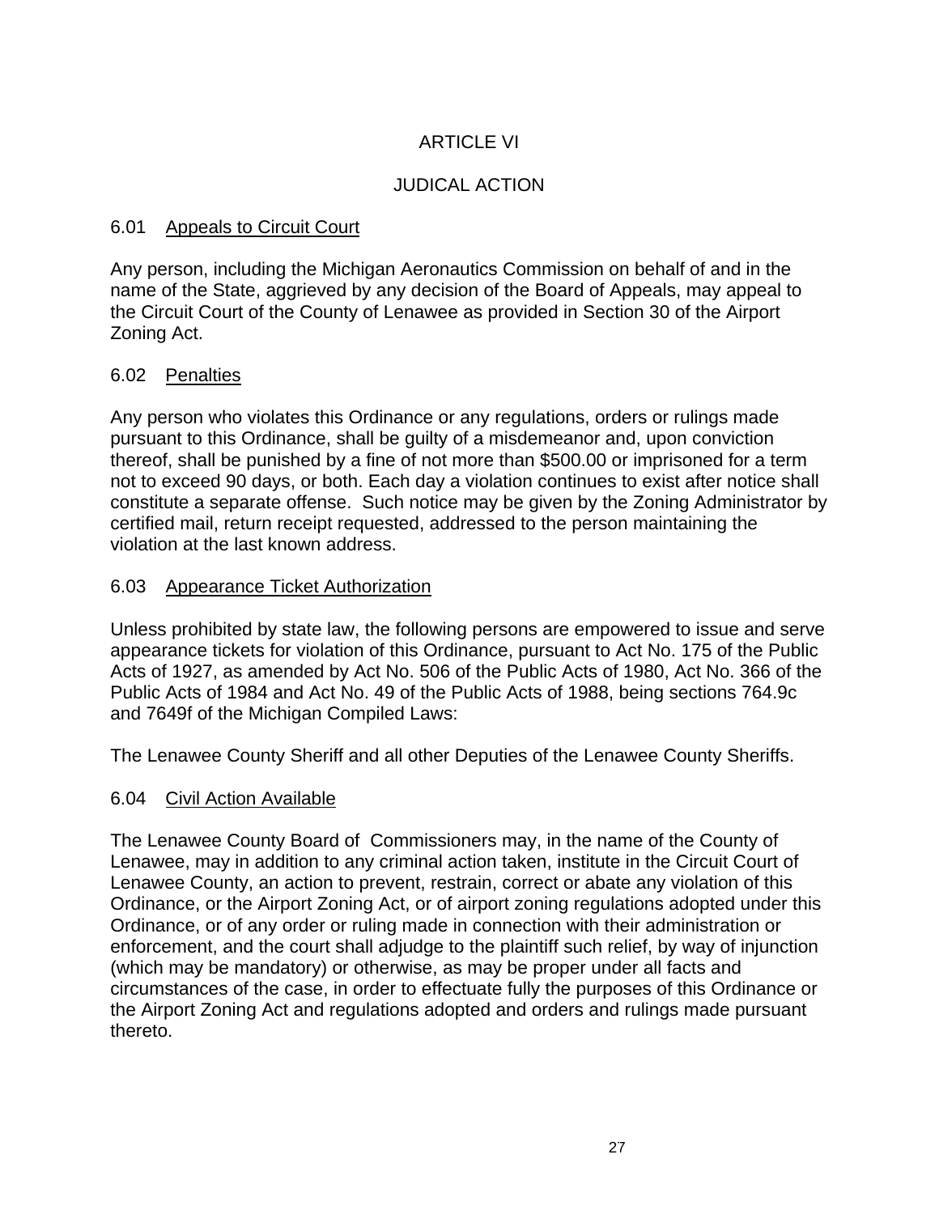# ARTICLE VI

# JUDICAL ACTION

## 6.01 Appeals to Circuit Court

Any person, including the Michigan Aeronautics Commission on behalf of and in the name of the State, aggrieved by any decision of the Board of Appeals, may appeal to the Circuit Court of the County of Lenawee as provided in Section 30 of the Airport Zoning Act.

## 6.02 Penalties

Any person who violates this Ordinance or any regulations, orders or rulings made pursuant to this Ordinance, shall be guilty of a misdemeanor and, upon conviction thereof, shall be punished by a fine of not more than $500.00 or imprisoned for a term not to exceed 90 days, or both. Each day a violation continues to exist after notice shall constitute a separate offense. Such notice may be given by the Zoning Administrator by certified mail, return receipt requested, addressed to the person maintaining the violation at the last known address.

## 6.03 Appearance Ticket Authorization

Unless prohibited by state law, the following persons are empowered to issue and serve appearance tickets for violation of this Ordinance, pursuant to Act No. 175 of the Public Acts of 1927, as amended by Act No. 506 of the Public Acts of 1980, Act No. 366 of the Public Acts of 1984 and Act No. 49 of the Public Acts of 1988, being sections 764.9c and 7649f of the Michigan Compiled Laws:

The Lenawee County Sheriff and all other Deputies of the Lenawee County Sheriffs.

## 6.04 Civil Action Available

The Lenawee County Board of Commissioners may, in the name of the County of Lenawee, may in addition to any criminal action taken, institute in the Circuit Court of Lenawee County, an action to prevent, restrain, correct or abate any violation of this Ordinance, or the Airport Zoning Act, or of airport zoning regulations adopted under this Ordinance, or of any order or ruling made in connection with their administration or enforcement, and the court shall adjudge to the plaintiff such relief, by way of injunction (which may be mandatory) or otherwise, as may be proper under all facts and circumstances of the case, in order to effectuate fully the purposes of this Ordinance or the Airport Zoning Act and regulations adopted and orders and rulings made pursuant thereto.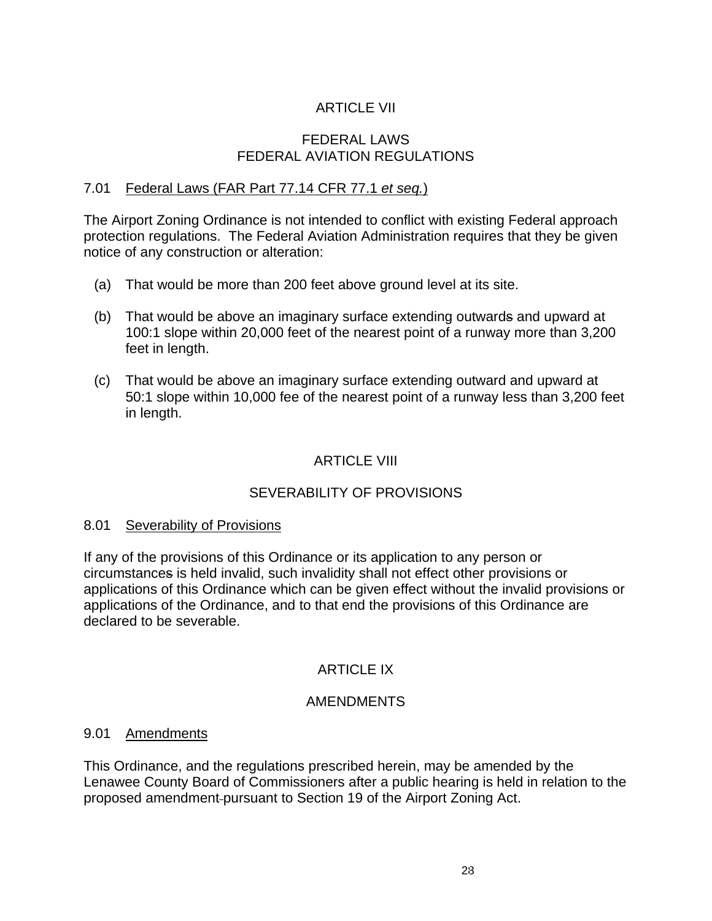## ARTICLE VII

## FEDERAL LAWS
## FEDERAL AVIATION REGULATIONS

### 7.01 Federal Laws (FAR Part 77.14 CFR 77.1 *et seq.*)

The Airport Zoning Ordinance is not intended to conflict with existing Federal approach protection regulations. The Federal Aviation Administration requires that they be given notice of any construction or alteration:

(a) That would be more than 200 feet above ground level at its site.

(b) That would be above an imaginary surface extending outward and upward at 100:1 slope within 20,000 feet of the nearest point of a runway more than 3,200 feet in length.

(c) That would be above an imaginary surface extending outward and upward at 50:1 slope within 10,000 fee of the nearest point of a runway less than 3,200 feet in length.

## ARTICLE VIII

## SEVERABILITY OF PROVISIONS

### 8.01 Severability of Provisions

If any of the provisions of this Ordinance or its application to any person or circumstance is held invalid, such invalidity shall not effect other provisions or applications of this Ordinance which can be given effect without the invalid provisions or applications of the Ordinance, and to that end the provisions of this Ordinance are declared to be severable.

## ARTICLE IX

## AMENDMENTS

### 9.01 Amendments

This Ordinance, and the regulations prescribed herein, may be amended by the Lenawee County Board of Commissioners after a public hearing is held in relation to the proposed amendment pursuant to Section 19 of the Airport Zoning Act.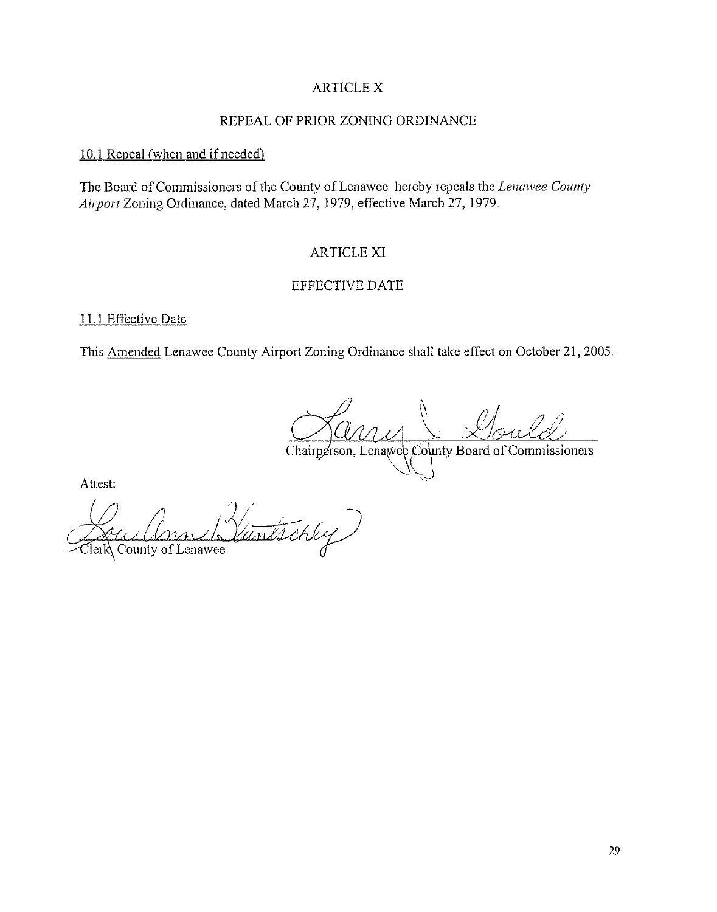## ARTICLE X

## REPEAL OF PRIOR ZONING ORDINANCE

10.1 Repeal (when and if needed)

The Board of Commissioners of the County of Lenawee hereby repeals the *Lenawee County Airport* Zoning Ordinance, dated March 27, 1979, effective March 27, 1979.

## ARTICLE XI

## EFFECTIVE DATE

11.1 Effective Date

This Amended Lenawee County Airport Zoning Ordinance shall take effect on October 21, 2005.

Larry J. Gould
Chairperson, Lenawee County Board of Commissioners

Attest:

Lou Ann Blantschley
Clerk, County of Lenawee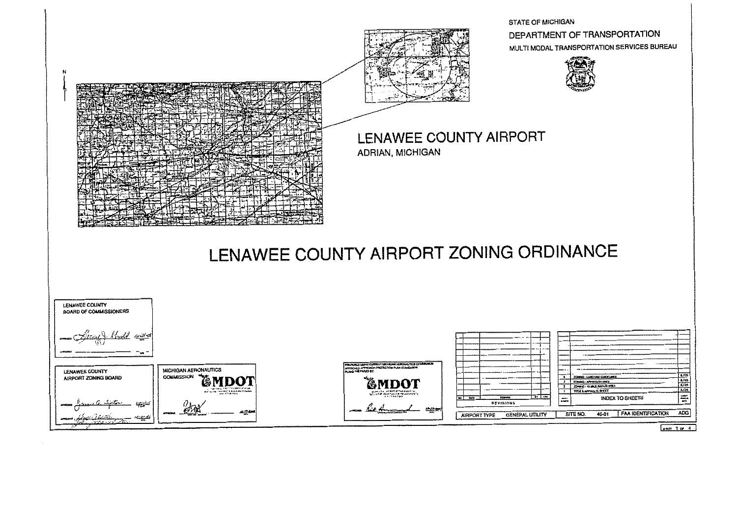STATE OF MICHIGAN

DEPARTMENT OF TRANSPORTATION

MULTI MODAL TRANSPORTATION SERVICES BUREAU

# LENAWEE COUNTY AIRPORT

ADRIAN, MICHIGAN

# LENAWEE COUNTY AIRPORT ZONING ORDINANCE

LENAWEE COUNTY BOARD OF COMMISSIONERS

APPROVED

LENAWEE COUNTY AIRPORT ZONING BOARD

APPROVED

MICHIGAN AERONAUTICS COMMISSION

MDOT

APPROVED

PREPARED USING CURRENT MICHIGAN AERONAUTICS COMMISSION APPROVED APPROACH PROTECTION PLAN STANDARDS PLANS PREPARED BY:

MDOT

APPROVED

| NO. | DATE | REVISIONS | BY | CHK |
|---|---|---|---|---|
| | | | | |

| SHEET NUMBER | INDEX TO SHEETS | SHEET ISSUE DATE |
|---|---|---|
| 4 | ZONING - LAND USE GUIDELINES | 8/05 |
| 3 | ZONING - APPROACH AREA | 8/05 |
| 2 | ZONING - 10 MILE RADIUS AREA | 8/05 |
| 1 | TITLE & APPROVAL SHEET | 8/05 |

| | | | | | |
|---|---|---|---|---|---|
| AIRPORT TYPE | GENERAL UTILITY | SITE NO. | 46-01 | FAA IDENTIFICATION | ADG |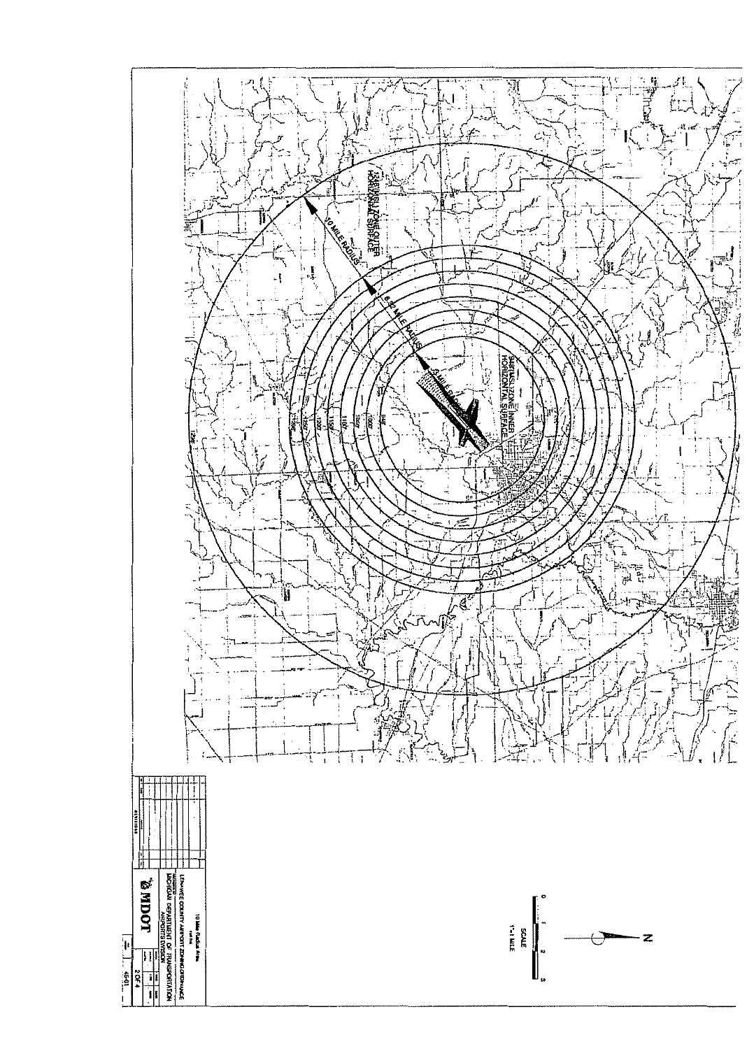10 Mile Radius Area
for the
LENAWEE COUNTY AIRPORT ZONING ORDINANCE
PREPARED BY
MICHIGAN DEPARTMENT OF TRANSPORTATION
AIRPORTS DIVISION

MDOT

2 OF 4

45-01

SCALE
1" = 1 MILE

0 1 2 3

N

1348 MSL ZONE OUTER HORIZONTAL SURFACE

10 MILE RADIUS

6.32 MILE RADIUS

3 MILE RADIUS

948 MSL ZONE INNER HORIZONTAL SURFACE

1000'
1050'
1100'
1150'
1200'
1250'
1300'
1348'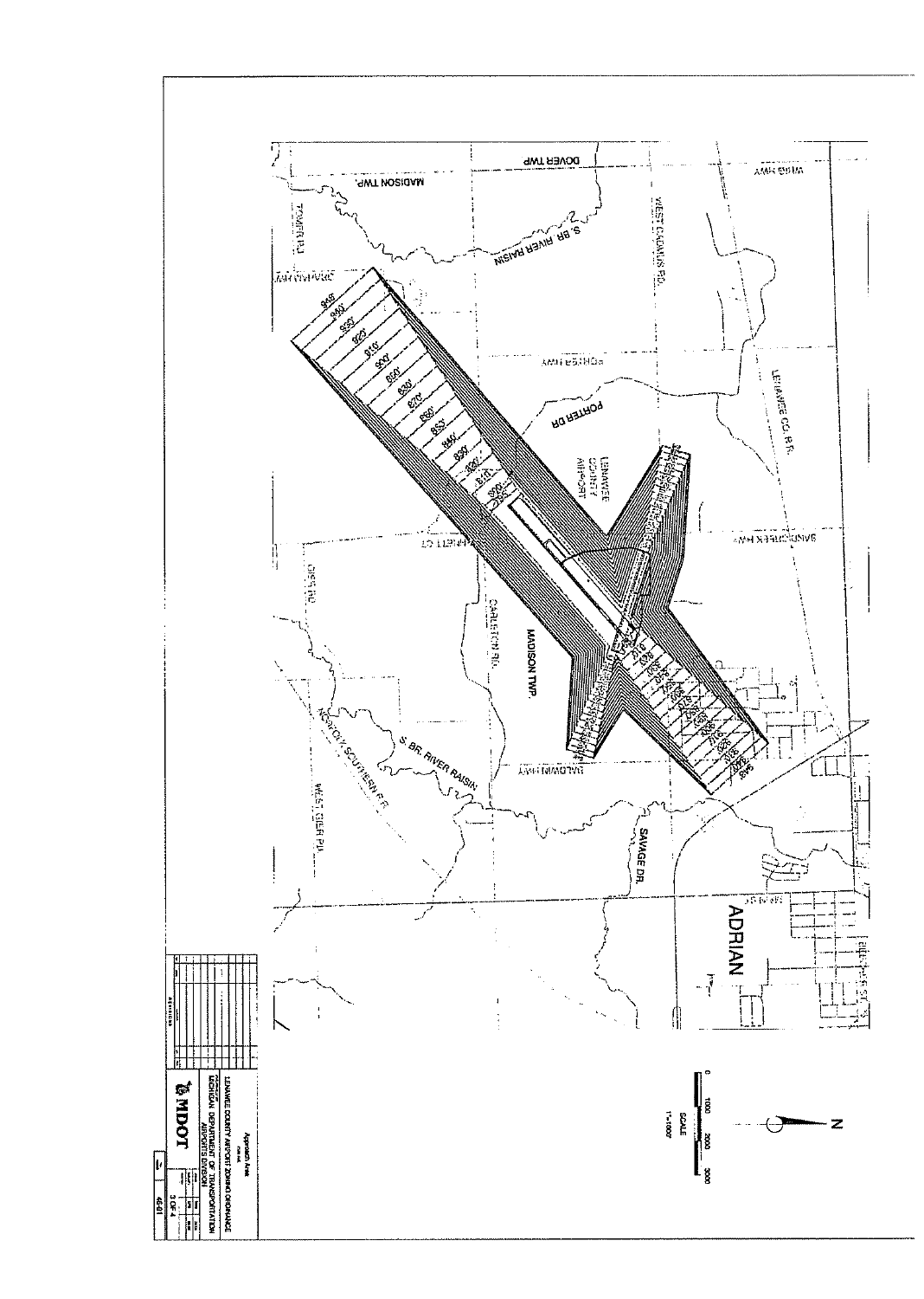ADRIAN

MADISON TWP.

DOVER TWP

MADISON TWP

WEST CADMUS RD.

S. BR. RIVER RAISIN

FORRESTER HWY

PORTER DR

LENAWEE COUNTY AIRPORT

LENAWEE CO. R.R.

SANDCREEK HWY

CARLETON RD.

BALDWIN HWY

SAVAGE DR.

WEST GIER RD.

S. BR. RIVER RAISIN

NORFOLK SOUTHERN R.R.

N

0 1000 2000 3000

SCALE
1"=1000'

Approach Area

LENAWEE COUNTY AIRPORT ZONING ORDINANCE

MICHIGAN DEPARTMENT OF TRANSPORTATION
AIRPORTS DIVISION

MDOT

3 OF 4

46-01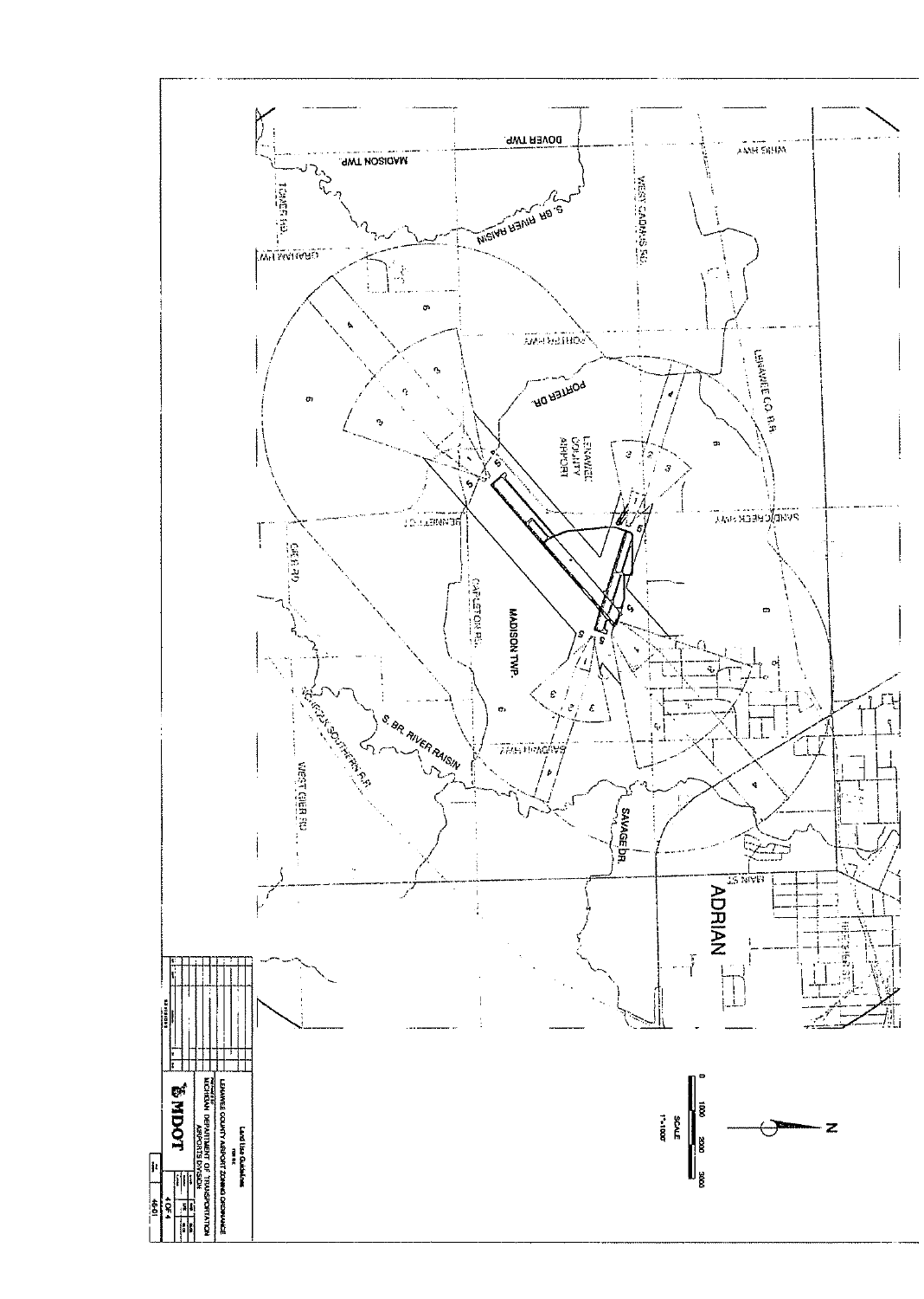N

0 1000 2000 3000

SCALE
1"=1000'

ADRIAN

MADISON TWP.

LENAWEE COUNTY AIRPORT

Land Use Guidelines

LENAWEE COUNTY AIRPORT ZONING ORDINANCE

MICHIGAN DEPARTMENT OF TRANSPORTATION
AIRPORTS DIVISION

MDOT

4 OF 4

46-01